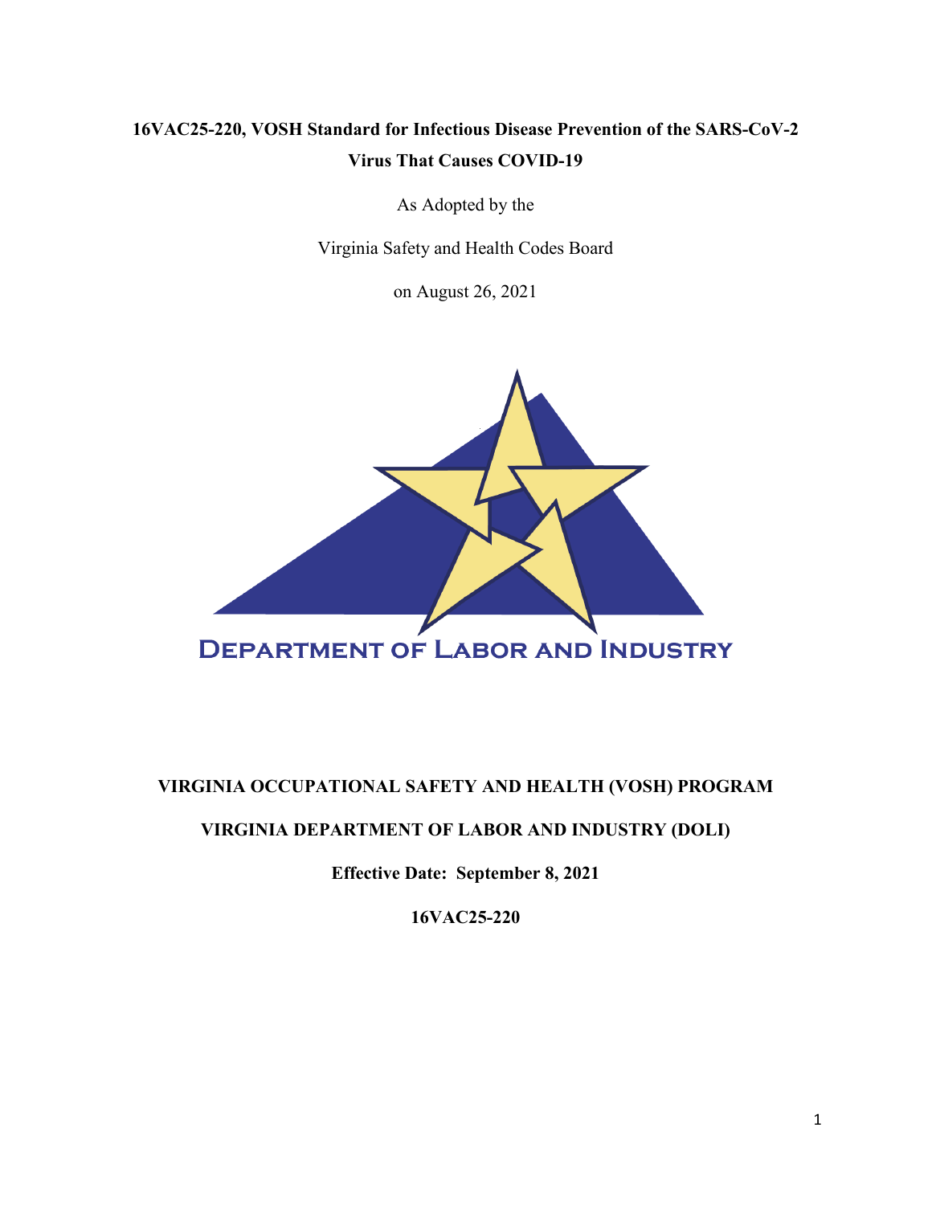# 16VAC25-220, VOSH Standard for Infectious Disease Prevention of the SARS-CoV-2 Virus That Causes COVID-19

As Adopted by the

Virginia Safety and Health Codes Board

on August 26, 2021

DEPARTMENT OF LABOR AND INDUSTRY

**VIRGINIA OCCUPATIONAL SAFETY AND HEALTH (VOSH) PROGRAM**

**VIRGINIA DEPARTMENT OF LABOR AND INDUSTRY (DOLI)**

**Effective Date: September 8, 2021**

**16VAC25-220**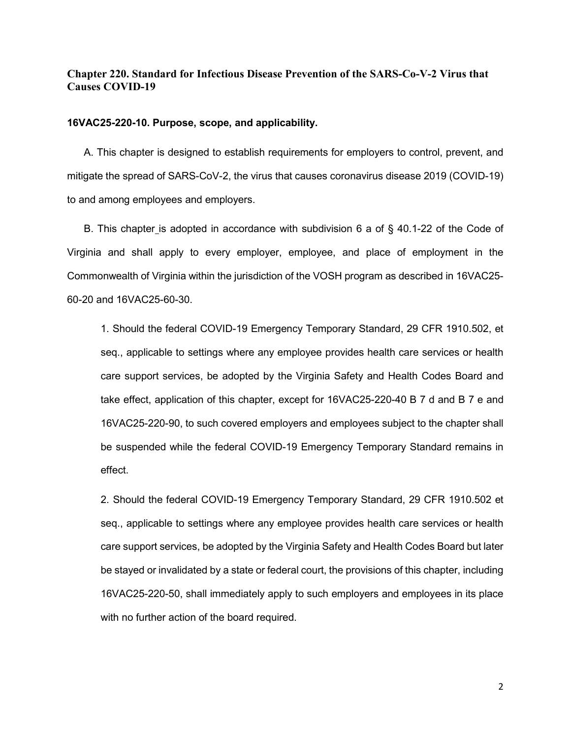## Chapter 220. Standard for Infectious Disease Prevention of the SARS-Co-V-2 Virus that Causes COVID-19

### 16VAC25-220-10. Purpose, scope, and applicability.

A. This chapter is designed to establish requirements for employers to control, prevent, and mitigate the spread of SARS-CoV-2, the virus that causes coronavirus disease 2019 (COVID-19) to and among employees and employers.

B. This chapter is adopted in accordance with subdivision 6 a of § 40.1-22 of the Code of Virginia and shall apply to every employer, employee, and place of employment in the Commonwealth of Virginia within the jurisdiction of the VOSH program as described in 16VAC25-60-20 and 16VAC25-60-30.

1. Should the federal COVID-19 Emergency Temporary Standard, 29 CFR 1910.502, et seq., applicable to settings where any employee provides health care services or health care support services, be adopted by the Virginia Safety and Health Codes Board and take effect, application of this chapter, except for 16VAC25-220-40 B 7 d and B 7 e and 16VAC25-220-90, to such covered employers and employees subject to the chapter shall be suspended while the federal COVID-19 Emergency Temporary Standard remains in effect.

2. Should the federal COVID-19 Emergency Temporary Standard, 29 CFR 1910.502 et seq., applicable to settings where any employee provides health care services or health care support services, be adopted by the Virginia Safety and Health Codes Board but later be stayed or invalidated by a state or federal court, the provisions of this chapter, including 16VAC25-220-50, shall immediately apply to such employers and employees in its place with no further action of the board required.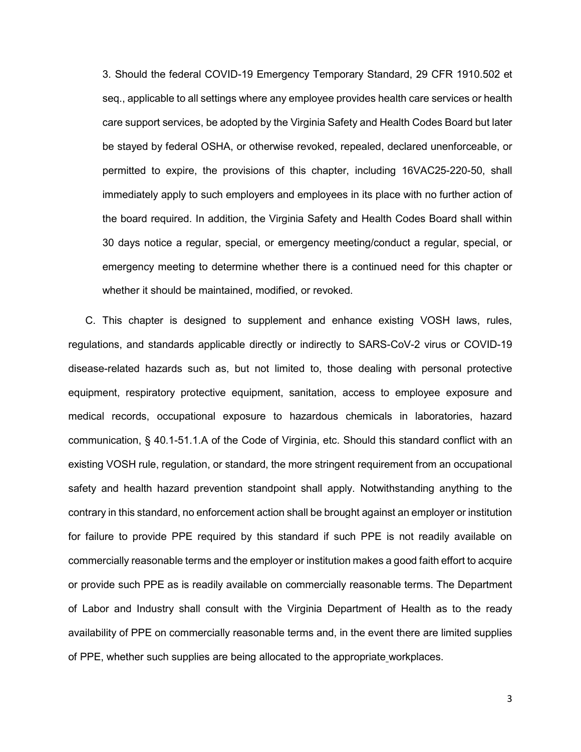3. Should the federal COVID-19 Emergency Temporary Standard, 29 CFR 1910.502 et seq., applicable to all settings where any employee provides health care services or health care support services, be adopted by the Virginia Safety and Health Codes Board but later be stayed by federal OSHA, or otherwise revoked, repealed, declared unenforceable, or permitted to expire, the provisions of this chapter, including 16VAC25-220-50, shall immediately apply to such employers and employees in its place with no further action of the board required. In addition, the Virginia Safety and Health Codes Board shall within 30 days notice a regular, special, or emergency meeting/conduct a regular, special, or emergency meeting to determine whether there is a continued need for this chapter or whether it should be maintained, modified, or revoked.

C. This chapter is designed to supplement and enhance existing VOSH laws, rules, regulations, and standards applicable directly or indirectly to SARS-CoV-2 virus or COVID-19 disease-related hazards such as, but not limited to, those dealing with personal protective equipment, respiratory protective equipment, sanitation, access to employee exposure and medical records, occupational exposure to hazardous chemicals in laboratories, hazard communication, § 40.1-51.1.A of the Code of Virginia, etc. Should this standard conflict with an existing VOSH rule, regulation, or standard, the more stringent requirement from an occupational safety and health hazard prevention standpoint shall apply. Notwithstanding anything to the contrary in this standard, no enforcement action shall be brought against an employer or institution for failure to provide PPE required by this standard if such PPE is not readily available on commercially reasonable terms and the employer or institution makes a good faith effort to acquire or provide such PPE as is readily available on commercially reasonable terms. The Department of Labor and Industry shall consult with the Virginia Department of Health as to the ready availability of PPE on commercially reasonable terms and, in the event there are limited supplies of PPE, whether such supplies are being allocated to the appropriate workplaces.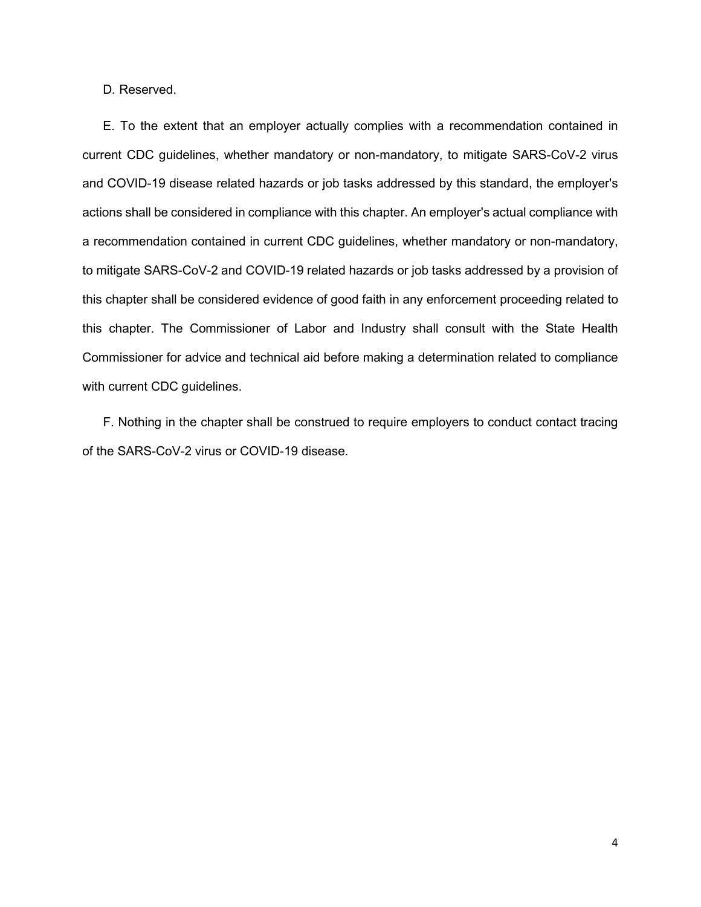D. Reserved.

E. To the extent that an employer actually complies with a recommendation contained in current CDC guidelines, whether mandatory or non-mandatory, to mitigate SARS-CoV-2 virus and COVID-19 disease related hazards or job tasks addressed by this standard, the employer's actions shall be considered in compliance with this chapter. An employer's actual compliance with a recommendation contained in current CDC guidelines, whether mandatory or non-mandatory, to mitigate SARS-CoV-2 and COVID-19 related hazards or job tasks addressed by a provision of this chapter shall be considered evidence of good faith in any enforcement proceeding related to this chapter. The Commissioner of Labor and Industry shall consult with the State Health Commissioner for advice and technical aid before making a determination related to compliance with current CDC guidelines.

F. Nothing in the chapter shall be construed to require employers to conduct contact tracing of the SARS-CoV-2 virus or COVID-19 disease.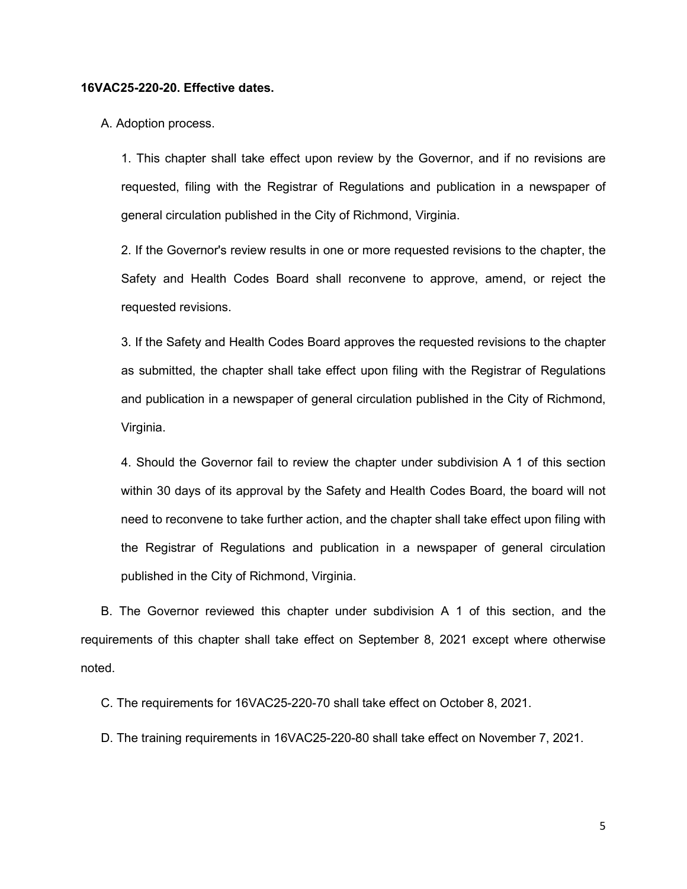**16VAC25-220-20. Effective dates.**

A. Adoption process.

1. This chapter shall take effect upon review by the Governor, and if no revisions are requested, filing with the Registrar of Regulations and publication in a newspaper of general circulation published in the City of Richmond, Virginia.

2. If the Governor's review results in one or more requested revisions to the chapter, the Safety and Health Codes Board shall reconvene to approve, amend, or reject the requested revisions.

3. If the Safety and Health Codes Board approves the requested revisions to the chapter as submitted, the chapter shall take effect upon filing with the Registrar of Regulations and publication in a newspaper of general circulation published in the City of Richmond, Virginia.

4. Should the Governor fail to review the chapter under subdivision A 1 of this section within 30 days of its approval by the Safety and Health Codes Board, the board will not need to reconvene to take further action, and the chapter shall take effect upon filing with the Registrar of Regulations and publication in a newspaper of general circulation published in the City of Richmond, Virginia.

B. The Governor reviewed this chapter under subdivision A 1 of this section, and the requirements of this chapter shall take effect on September 8, 2021 except where otherwise noted.

C. The requirements for 16VAC25-220-70 shall take effect on October 8, 2021.

D. The training requirements in 16VAC25-220-80 shall take effect on November 7, 2021.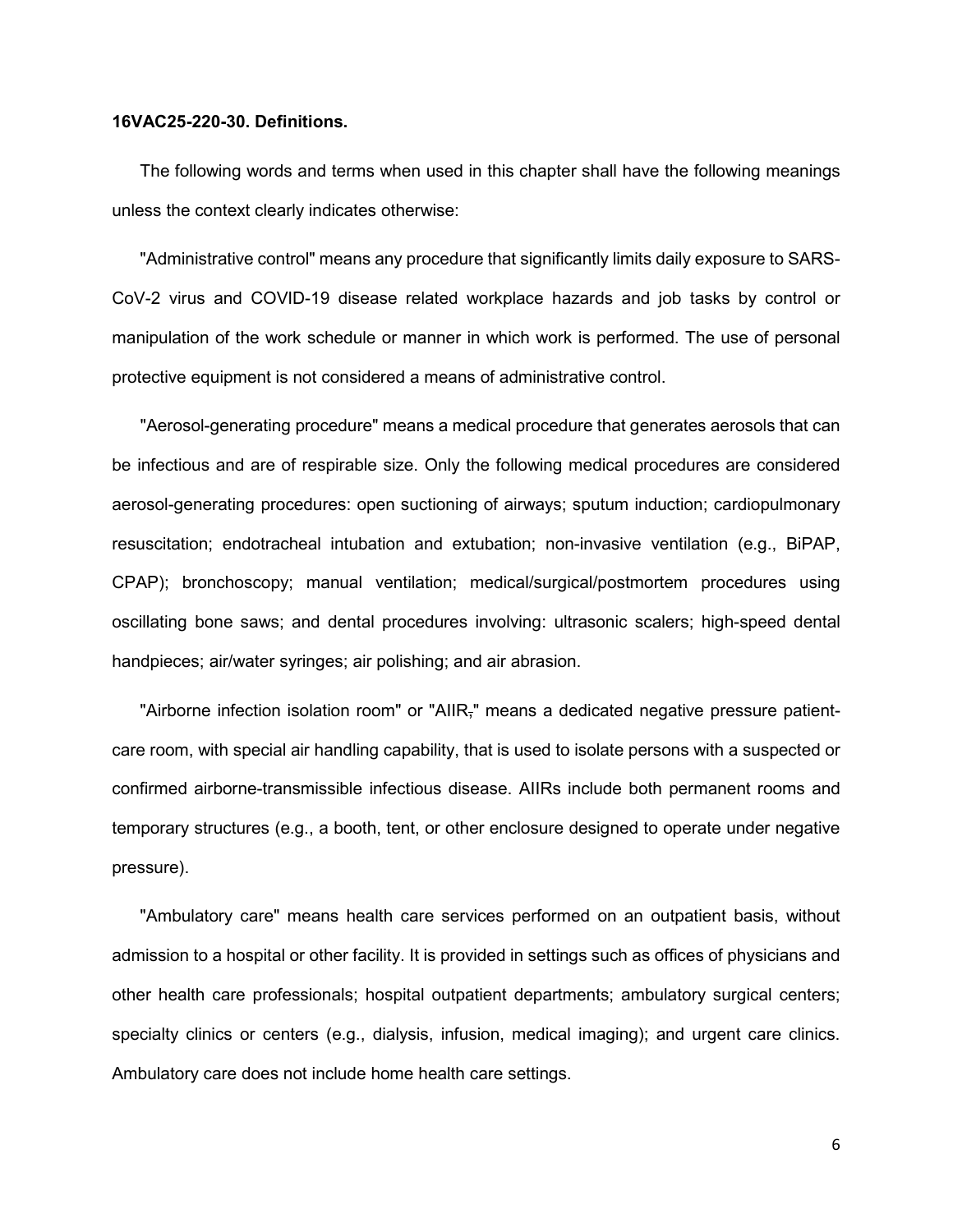**16VAC25-220-30. Definitions.**

The following words and terms when used in this chapter shall have the following meanings unless the context clearly indicates otherwise:

"Administrative control" means any procedure that significantly limits daily exposure to SARS-CoV-2 virus and COVID-19 disease related workplace hazards and job tasks by control or manipulation of the work schedule or manner in which work is performed. The use of personal protective equipment is not considered a means of administrative control.

"Aerosol-generating procedure" means a medical procedure that generates aerosols that can be infectious and are of respirable size. Only the following medical procedures are considered aerosol-generating procedures: open suctioning of airways; sputum induction; cardiopulmonary resuscitation; endotracheal intubation and extubation; non-invasive ventilation (e.g., BiPAP, CPAP); bronchoscopy; manual ventilation; medical/surgical/postmortem procedures using oscillating bone saws; and dental procedures involving: ultrasonic scalers; high-speed dental handpieces; air/water syringes; air polishing; and air abrasion.

"Airborne infection isolation room" or "AIIR," means a dedicated negative pressure patient-care room, with special air handling capability, that is used to isolate persons with a suspected or confirmed airborne-transmissible infectious disease. AIIRs include both permanent rooms and temporary structures (e.g., a booth, tent, or other enclosure designed to operate under negative pressure).

"Ambulatory care" means health care services performed on an outpatient basis, without admission to a hospital or other facility. It is provided in settings such as offices of physicians and other health care professionals; hospital outpatient departments; ambulatory surgical centers; specialty clinics or centers (e.g., dialysis, infusion, medical imaging); and urgent care clinics. Ambulatory care does not include home health care settings.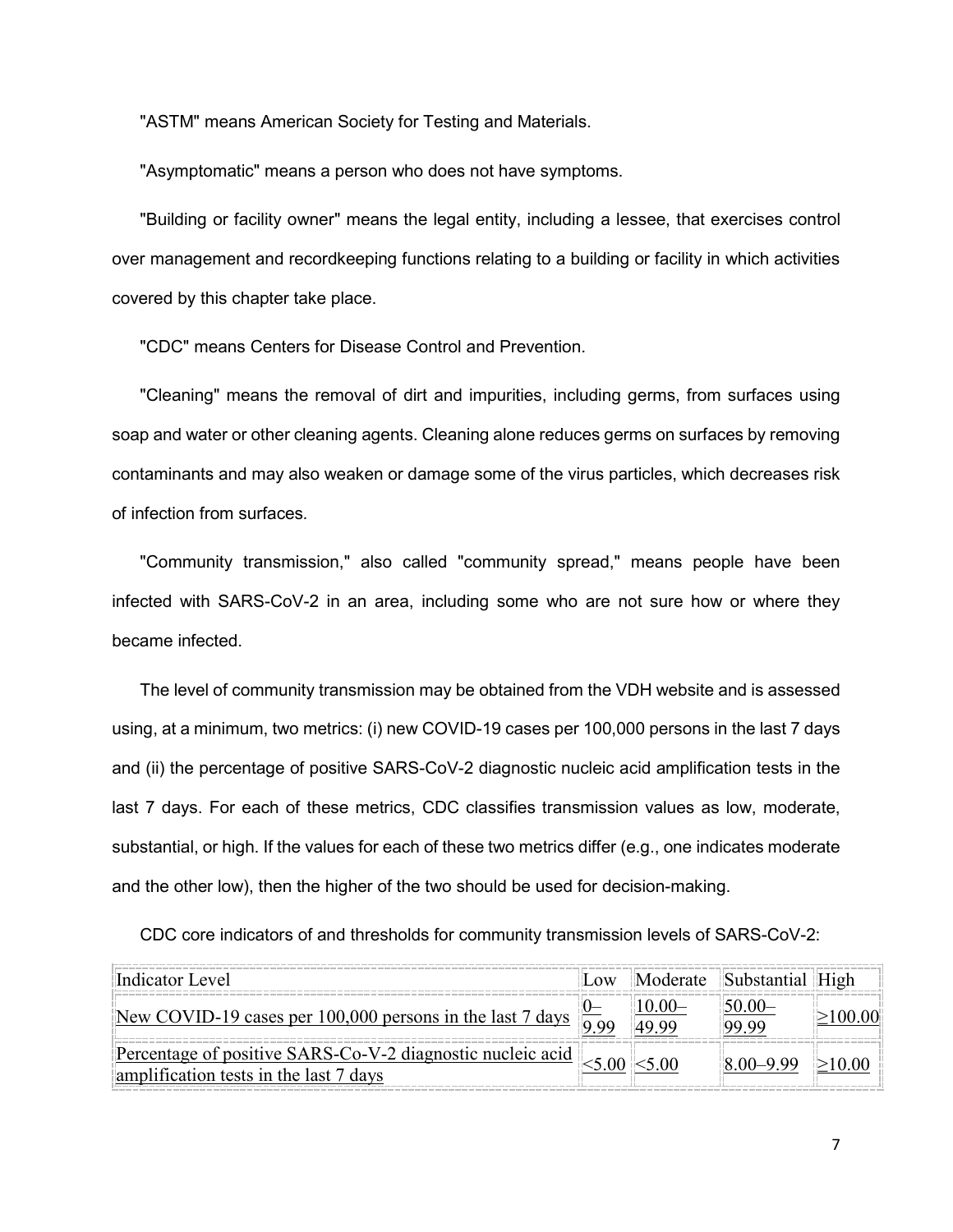"ASTM" means American Society for Testing and Materials.

"Asymptomatic" means a person who does not have symptoms.

"Building or facility owner" means the legal entity, including a lessee, that exercises control over management and recordkeeping functions relating to a building or facility in which activities covered by this chapter take place.

"CDC" means Centers for Disease Control and Prevention.

"Cleaning" means the removal of dirt and impurities, including germs, from surfaces using soap and water or other cleaning agents. Cleaning alone reduces germs on surfaces by removing contaminants and may also weaken or damage some of the virus particles, which decreases risk of infection from surfaces.

"Community transmission," also called "community spread," means people have been infected with SARS-CoV-2 in an area, including some who are not sure how or where they became infected.

The level of community transmission may be obtained from the VDH website and is assessed using, at a minimum, two metrics: (i) new COVID-19 cases per 100,000 persons in the last 7 days and (ii) the percentage of positive SARS-CoV-2 diagnostic nucleic acid amplification tests in the last 7 days. For each of these metrics, CDC classifies transmission values as low, moderate, substantial, or high. If the values for each of these two metrics differ (e.g., one indicates moderate and the other low), then the higher of the two should be used for decision-making.

CDC core indicators of and thresholds for community transmission levels of SARS-CoV-2:

| Indicator Level | Low | Moderate | Substantial | High |
|---|---|---|---|---|
| New COVID-19 cases per 100,000 persons in the last 7 days | 0–9.99 | 10.00–49.99 | 50.00–99.99 | ≥100.00 |
| Percentage of positive SARS-Co-V-2 diagnostic nucleic acid amplification tests in the last 7 days | <5.00 | <5.00 | 8.00–9.99 | ≥10.00 |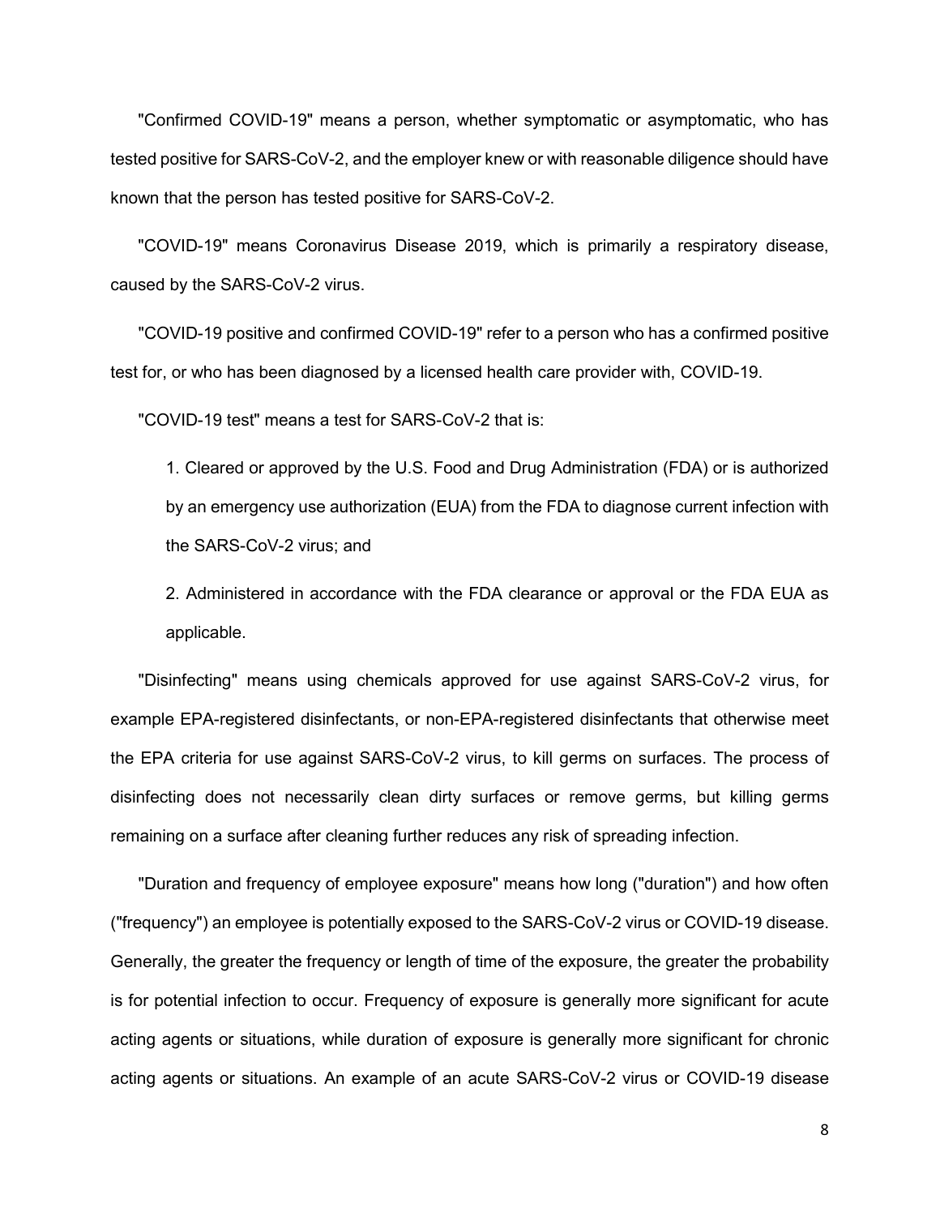"Confirmed COVID-19" means a person, whether symptomatic or asymptomatic, who has tested positive for SARS-CoV-2, and the employer knew or with reasonable diligence should have known that the person has tested positive for SARS-CoV-2.

"COVID-19" means Coronavirus Disease 2019, which is primarily a respiratory disease, caused by the SARS-CoV-2 virus.

"COVID-19 positive and confirmed COVID-19" refer to a person who has a confirmed positive test for, or who has been diagnosed by a licensed health care provider with, COVID-19.

"COVID-19 test" means a test for SARS-CoV-2 that is:

1. Cleared or approved by the U.S. Food and Drug Administration (FDA) or is authorized by an emergency use authorization (EUA) from the FDA to diagnose current infection with the SARS-CoV-2 virus; and

2. Administered in accordance with the FDA clearance or approval or the FDA EUA as applicable.

"Disinfecting" means using chemicals approved for use against SARS-CoV-2 virus, for example EPA-registered disinfectants, or non-EPA-registered disinfectants that otherwise meet the EPA criteria for use against SARS-CoV-2 virus, to kill germs on surfaces. The process of disinfecting does not necessarily clean dirty surfaces or remove germs, but killing germs remaining on a surface after cleaning further reduces any risk of spreading infection.

"Duration and frequency of employee exposure" means how long ("duration") and how often ("frequency") an employee is potentially exposed to the SARS-CoV-2 virus or COVID-19 disease. Generally, the greater the frequency or length of time of the exposure, the greater the probability is for potential infection to occur. Frequency of exposure is generally more significant for acute acting agents or situations, while duration of exposure is generally more significant for chronic acting agents or situations. An example of an acute SARS-CoV-2 virus or COVID-19 disease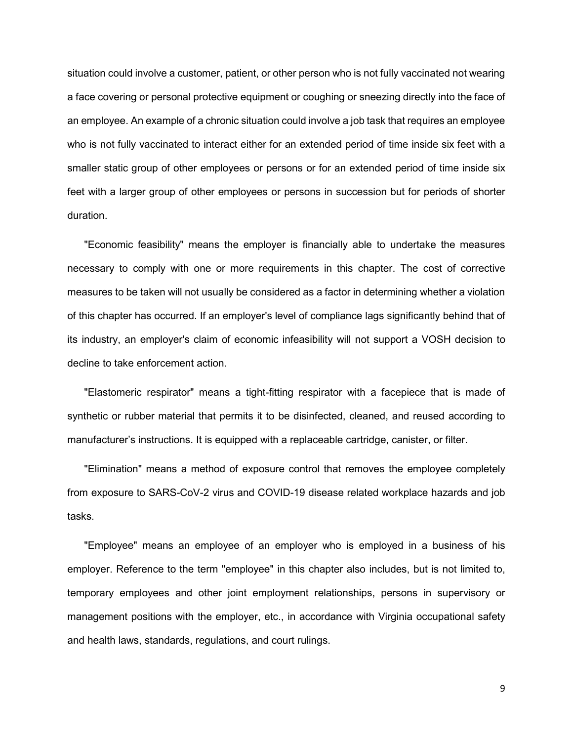situation could involve a customer, patient, or other person who is not fully vaccinated not wearing a face covering or personal protective equipment or coughing or sneezing directly into the face of an employee. An example of a chronic situation could involve a job task that requires an employee who is not fully vaccinated to interact either for an extended period of time inside six feet with a smaller static group of other employees or persons or for an extended period of time inside six feet with a larger group of other employees or persons in succession but for periods of shorter duration.

"Economic feasibility" means the employer is financially able to undertake the measures necessary to comply with one or more requirements in this chapter. The cost of corrective measures to be taken will not usually be considered as a factor in determining whether a violation of this chapter has occurred. If an employer's level of compliance lags significantly behind that of its industry, an employer's claim of economic infeasibility will not support a VOSH decision to decline to take enforcement action.

"Elastomeric respirator" means a tight-fitting respirator with a facepiece that is made of synthetic or rubber material that permits it to be disinfected, cleaned, and reused according to manufacturer's instructions. It is equipped with a replaceable cartridge, canister, or filter.

"Elimination" means a method of exposure control that removes the employee completely from exposure to SARS-CoV-2 virus and COVID-19 disease related workplace hazards and job tasks.

"Employee" means an employee of an employer who is employed in a business of his employer. Reference to the term "employee" in this chapter also includes, but is not limited to, temporary employees and other joint employment relationships, persons in supervisory or management positions with the employer, etc., in accordance with Virginia occupational safety and health laws, standards, regulations, and court rulings.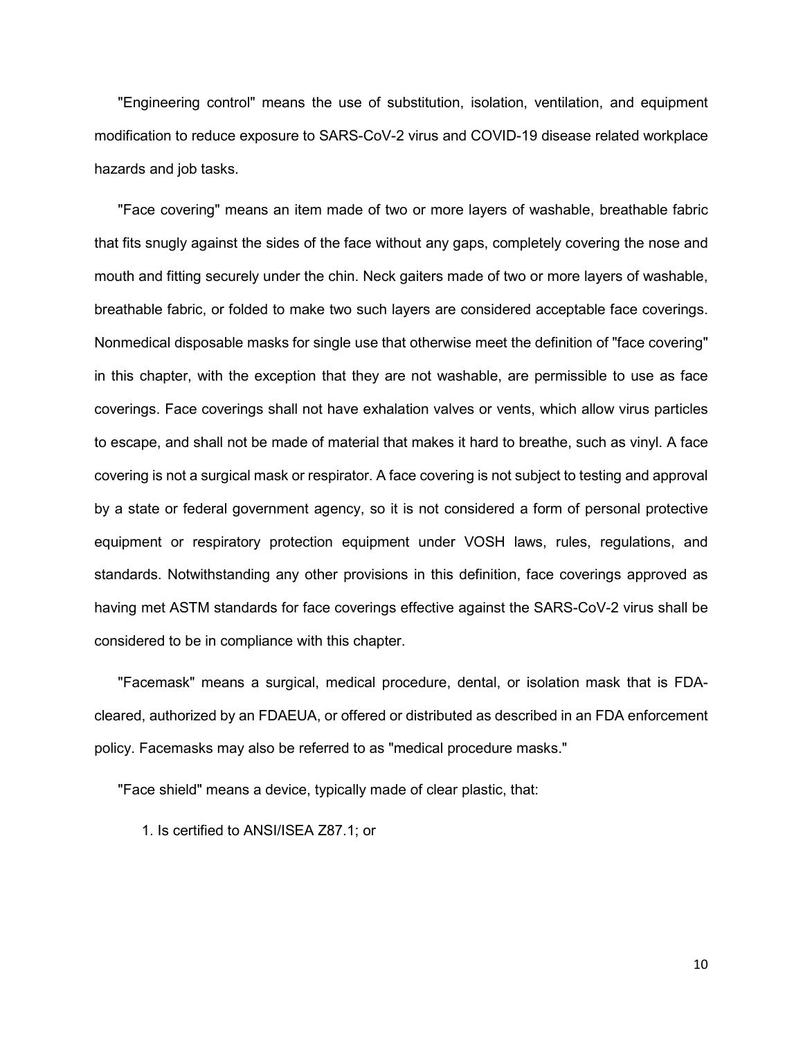"Engineering control" means the use of substitution, isolation, ventilation, and equipment modification to reduce exposure to SARS-CoV-2 virus and COVID-19 disease related workplace hazards and job tasks.

"Face covering" means an item made of two or more layers of washable, breathable fabric that fits snugly against the sides of the face without any gaps, completely covering the nose and mouth and fitting securely under the chin. Neck gaiters made of two or more layers of washable, breathable fabric, or folded to make two such layers are considered acceptable face coverings. Nonmedical disposable masks for single use that otherwise meet the definition of "face covering" in this chapter, with the exception that they are not washable, are permissible to use as face coverings. Face coverings shall not have exhalation valves or vents, which allow virus particles to escape, and shall not be made of material that makes it hard to breathe, such as vinyl. A face covering is not a surgical mask or respirator. A face covering is not subject to testing and approval by a state or federal government agency, so it is not considered a form of personal protective equipment or respiratory protection equipment under VOSH laws, rules, regulations, and standards. Notwithstanding any other provisions in this definition, face coverings approved as having met ASTM standards for face coverings effective against the SARS-CoV-2 virus shall be considered to be in compliance with this chapter.

"Facemask" means a surgical, medical procedure, dental, or isolation mask that is FDA-cleared, authorized by an FDAEUA, or offered or distributed as described in an FDA enforcement policy. Facemasks may also be referred to as "medical procedure masks."

"Face shield" means a device, typically made of clear plastic, that:

1. Is certified to ANSI/ISEA Z87.1; or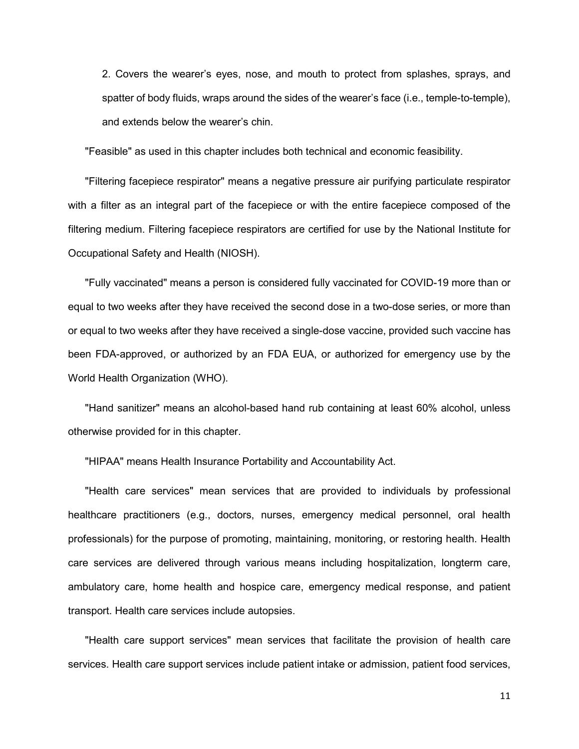2. Covers the wearer's eyes, nose, and mouth to protect from splashes, sprays, and spatter of body fluids, wraps around the sides of the wearer's face (i.e., temple-to-temple), and extends below the wearer's chin.

"Feasible" as used in this chapter includes both technical and economic feasibility.

"Filtering facepiece respirator" means a negative pressure air purifying particulate respirator with a filter as an integral part of the facepiece or with the entire facepiece composed of the filtering medium. Filtering facepiece respirators are certified for use by the National Institute for Occupational Safety and Health (NIOSH).

"Fully vaccinated" means a person is considered fully vaccinated for COVID-19 more than or equal to two weeks after they have received the second dose in a two-dose series, or more than or equal to two weeks after they have received a single-dose vaccine, provided such vaccine has been FDA-approved, or authorized by an FDA EUA, or authorized for emergency use by the World Health Organization (WHO).

"Hand sanitizer" means an alcohol-based hand rub containing at least 60% alcohol, unless otherwise provided for in this chapter.

"HIPAA" means Health Insurance Portability and Accountability Act.

"Health care services" mean services that are provided to individuals by professional healthcare practitioners (e.g., doctors, nurses, emergency medical personnel, oral health professionals) for the purpose of promoting, maintaining, monitoring, or restoring health. Health care services are delivered through various means including hospitalization, longterm care, ambulatory care, home health and hospice care, emergency medical response, and patient transport. Health care services include autopsies.

"Health care support services" mean services that facilitate the provision of health care services. Health care support services include patient intake or admission, patient food services,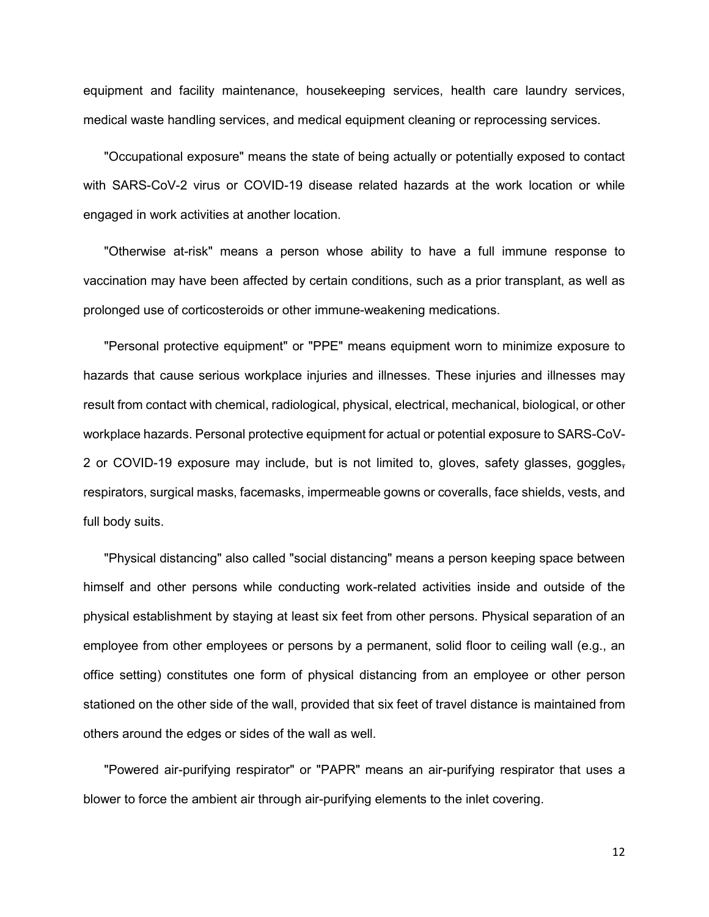equipment and facility maintenance, housekeeping services, health care laundry services, medical waste handling services, and medical equipment cleaning or reprocessing services.

"Occupational exposure" means the state of being actually or potentially exposed to contact with SARS-CoV-2 virus or COVID-19 disease related hazards at the work location or while engaged in work activities at another location.

"Otherwise at-risk" means a person whose ability to have a full immune response to vaccination may have been affected by certain conditions, such as a prior transplant, as well as prolonged use of corticosteroids or other immune-weakening medications.

"Personal protective equipment" or "PPE" means equipment worn to minimize exposure to hazards that cause serious workplace injuries and illnesses. These injuries and illnesses may result from contact with chemical, radiological, physical, electrical, mechanical, biological, or other workplace hazards. Personal protective equipment for actual or potential exposure to SARS-CoV-2 or COVID-19 exposure may include, but is not limited to, gloves, safety glasses, goggles, respirators, surgical masks, facemasks, impermeable gowns or coveralls, face shields, vests, and full body suits.

"Physical distancing" also called "social distancing" means a person keeping space between himself and other persons while conducting work-related activities inside and outside of the physical establishment by staying at least six feet from other persons. Physical separation of an employee from other employees or persons by a permanent, solid floor to ceiling wall (e.g., an office setting) constitutes one form of physical distancing from an employee or other person stationed on the other side of the wall, provided that six feet of travel distance is maintained from others around the edges or sides of the wall as well.

"Powered air-purifying respirator" or "PAPR" means an air-purifying respirator that uses a blower to force the ambient air through air-purifying elements to the inlet covering.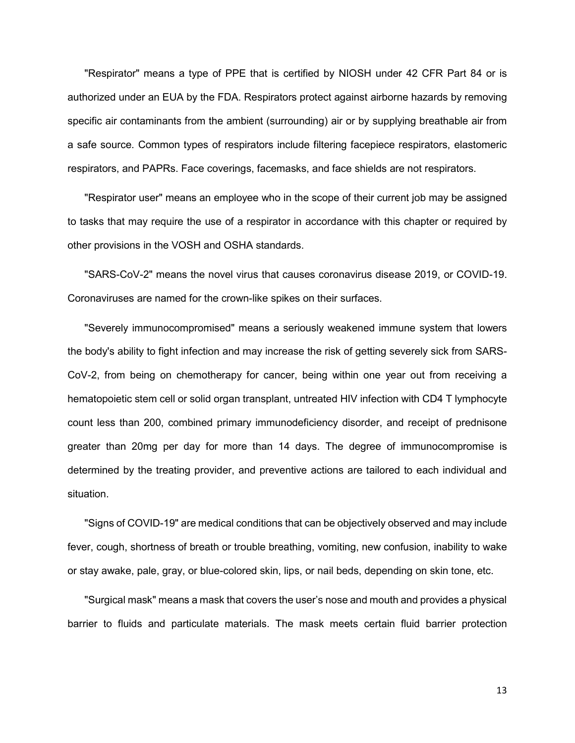"Respirator" means a type of PPE that is certified by NIOSH under 42 CFR Part 84 or is authorized under an EUA by the FDA. Respirators protect against airborne hazards by removing specific air contaminants from the ambient (surrounding) air or by supplying breathable air from a safe source. Common types of respirators include filtering facepiece respirators, elastomeric respirators, and PAPRs. Face coverings, facemasks, and face shields are not respirators.

"Respirator user" means an employee who in the scope of their current job may be assigned to tasks that may require the use of a respirator in accordance with this chapter or required by other provisions in the VOSH and OSHA standards.

"SARS-CoV-2" means the novel virus that causes coronavirus disease 2019, or COVID-19. Coronaviruses are named for the crown-like spikes on their surfaces.

"Severely immunocompromised" means a seriously weakened immune system that lowers the body's ability to fight infection and may increase the risk of getting severely sick from SARS-CoV-2, from being on chemotherapy for cancer, being within one year out from receiving a hematopoietic stem cell or solid organ transplant, untreated HIV infection with CD4 T lymphocyte count less than 200, combined primary immunodeficiency disorder, and receipt of prednisone greater than 20mg per day for more than 14 days. The degree of immunocompromise is determined by the treating provider, and preventive actions are tailored to each individual and situation.

"Signs of COVID-19" are medical conditions that can be objectively observed and may include fever, cough, shortness of breath or trouble breathing, vomiting, new confusion, inability to wake or stay awake, pale, gray, or blue-colored skin, lips, or nail beds, depending on skin tone, etc.

"Surgical mask" means a mask that covers the user's nose and mouth and provides a physical barrier to fluids and particulate materials. The mask meets certain fluid barrier protection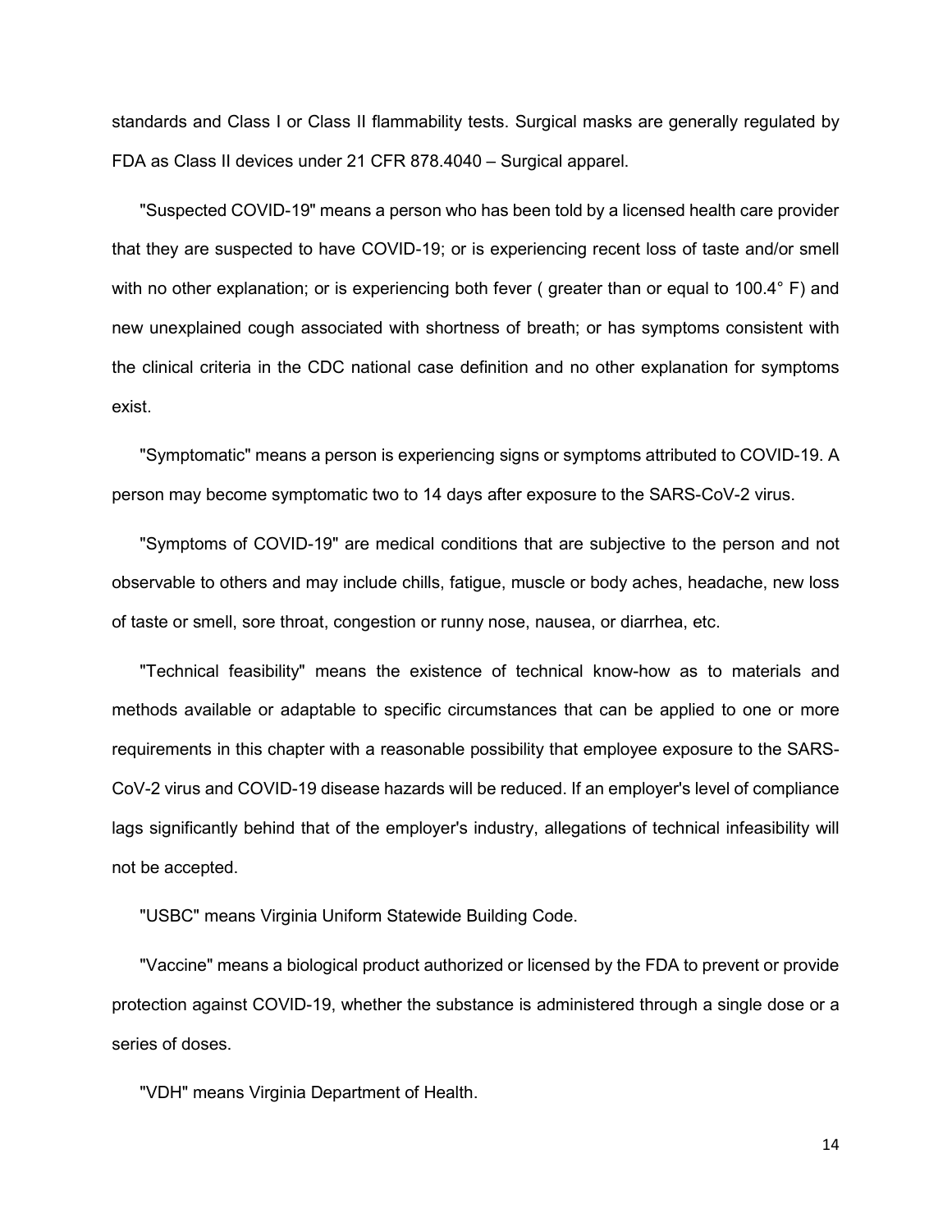standards and Class I or Class II flammability tests. Surgical masks are generally regulated by FDA as Class II devices under 21 CFR 878.4040 – Surgical apparel.

"Suspected COVID-19" means a person who has been told by a licensed health care provider that they are suspected to have COVID-19; or is experiencing recent loss of taste and/or smell with no other explanation; or is experiencing both fever ( greater than or equal to 100.4° F) and new unexplained cough associated with shortness of breath; or has symptoms consistent with the clinical criteria in the CDC national case definition and no other explanation for symptoms exist.

"Symptomatic" means a person is experiencing signs or symptoms attributed to COVID-19. A person may become symptomatic two to 14 days after exposure to the SARS-CoV-2 virus.

"Symptoms of COVID-19" are medical conditions that are subjective to the person and not observable to others and may include chills, fatigue, muscle or body aches, headache, new loss of taste or smell, sore throat, congestion or runny nose, nausea, or diarrhea, etc.

"Technical feasibility" means the existence of technical know-how as to materials and methods available or adaptable to specific circumstances that can be applied to one or more requirements in this chapter with a reasonable possibility that employee exposure to the SARS-CoV-2 virus and COVID-19 disease hazards will be reduced. If an employer's level of compliance lags significantly behind that of the employer's industry, allegations of technical infeasibility will not be accepted.

"USBC" means Virginia Uniform Statewide Building Code.

"Vaccine" means a biological product authorized or licensed by the FDA to prevent or provide protection against COVID-19, whether the substance is administered through a single dose or a series of doses.

"VDH" means Virginia Department of Health.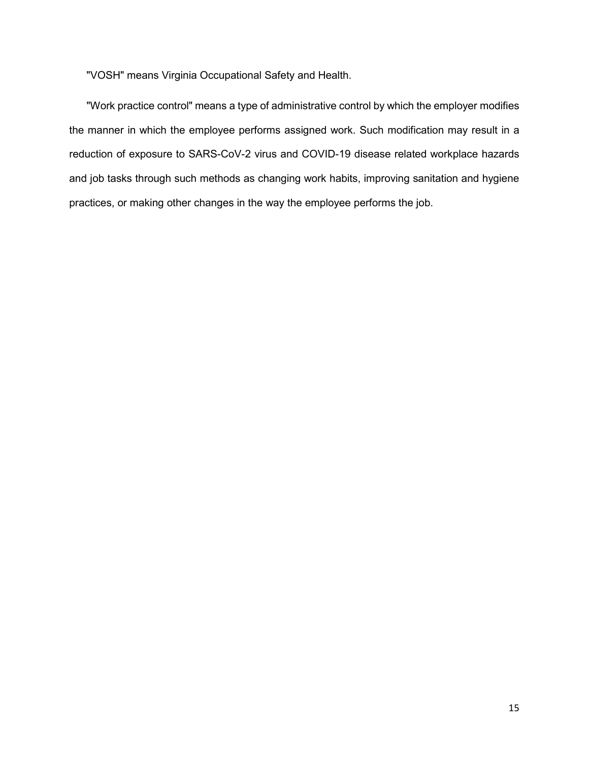"VOSH" means Virginia Occupational Safety and Health.

"Work practice control" means a type of administrative control by which the employer modifies the manner in which the employee performs assigned work. Such modification may result in a reduction of exposure to SARS-CoV-2 virus and COVID-19 disease related workplace hazards and job tasks through such methods as changing work habits, improving sanitation and hygiene practices, or making other changes in the way the employee performs the job.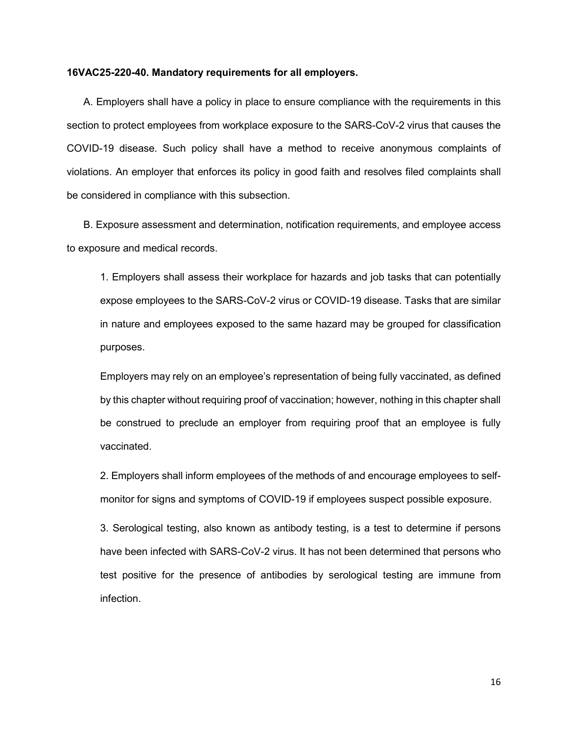**16VAC25-220-40. Mandatory requirements for all employers.**

A. Employers shall have a policy in place to ensure compliance with the requirements in this section to protect employees from workplace exposure to the SARS-CoV-2 virus that causes the COVID-19 disease. Such policy shall have a method to receive anonymous complaints of violations. An employer that enforces its policy in good faith and resolves filed complaints shall be considered in compliance with this subsection.

B. Exposure assessment and determination, notification requirements, and employee access to exposure and medical records.

1. Employers shall assess their workplace for hazards and job tasks that can potentially expose employees to the SARS-CoV-2 virus or COVID-19 disease. Tasks that are similar in nature and employees exposed to the same hazard may be grouped for classification purposes.

Employers may rely on an employee's representation of being fully vaccinated, as defined by this chapter without requiring proof of vaccination; however, nothing in this chapter shall be construed to preclude an employer from requiring proof that an employee is fully vaccinated.

2. Employers shall inform employees of the methods of and encourage employees to self-monitor for signs and symptoms of COVID-19 if employees suspect possible exposure.

3. Serological testing, also known as antibody testing, is a test to determine if persons have been infected with SARS-CoV-2 virus. It has not been determined that persons who test positive for the presence of antibodies by serological testing are immune from infection.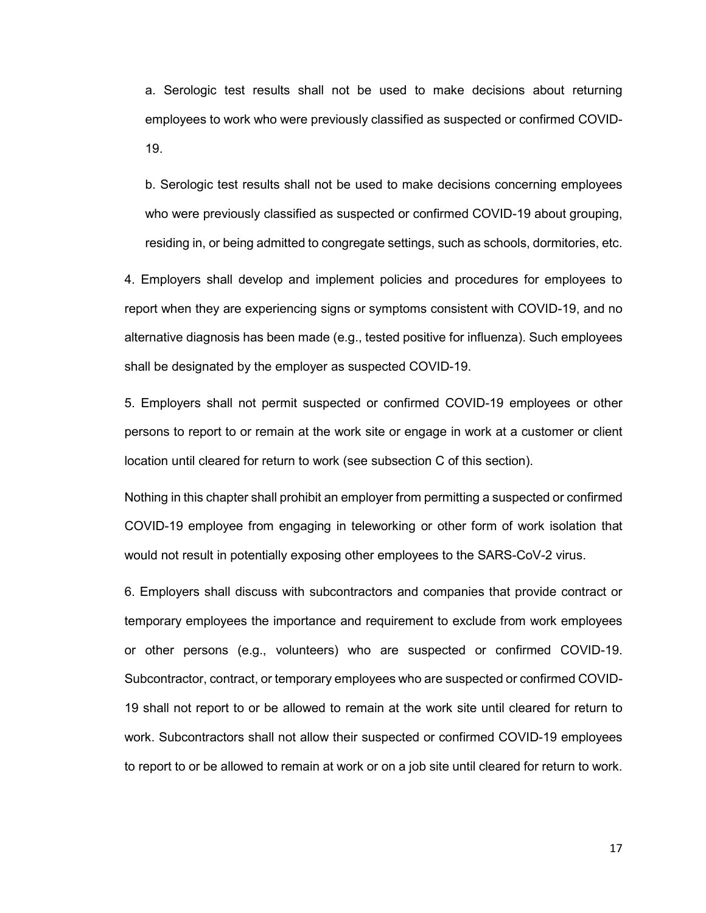a. Serologic test results shall not be used to make decisions about returning employees to work who were previously classified as suspected or confirmed COVID-19.

b. Serologic test results shall not be used to make decisions concerning employees who were previously classified as suspected or confirmed COVID-19 about grouping, residing in, or being admitted to congregate settings, such as schools, dormitories, etc.

4. Employers shall develop and implement policies and procedures for employees to report when they are experiencing signs or symptoms consistent with COVID-19, and no alternative diagnosis has been made (e.g., tested positive for influenza). Such employees shall be designated by the employer as suspected COVID-19.

5. Employers shall not permit suspected or confirmed COVID-19 employees or other persons to report to or remain at the work site or engage in work at a customer or client location until cleared for return to work (see subsection C of this section).

Nothing in this chapter shall prohibit an employer from permitting a suspected or confirmed COVID-19 employee from engaging in teleworking or other form of work isolation that would not result in potentially exposing other employees to the SARS-CoV-2 virus.

6. Employers shall discuss with subcontractors and companies that provide contract or temporary employees the importance and requirement to exclude from work employees or other persons (e.g., volunteers) who are suspected or confirmed COVID-19. Subcontractor, contract, or temporary employees who are suspected or confirmed COVID-19 shall not report to or be allowed to remain at the work site until cleared for return to work. Subcontractors shall not allow their suspected or confirmed COVID-19 employees to report to or be allowed to remain at work or on a job site until cleared for return to work.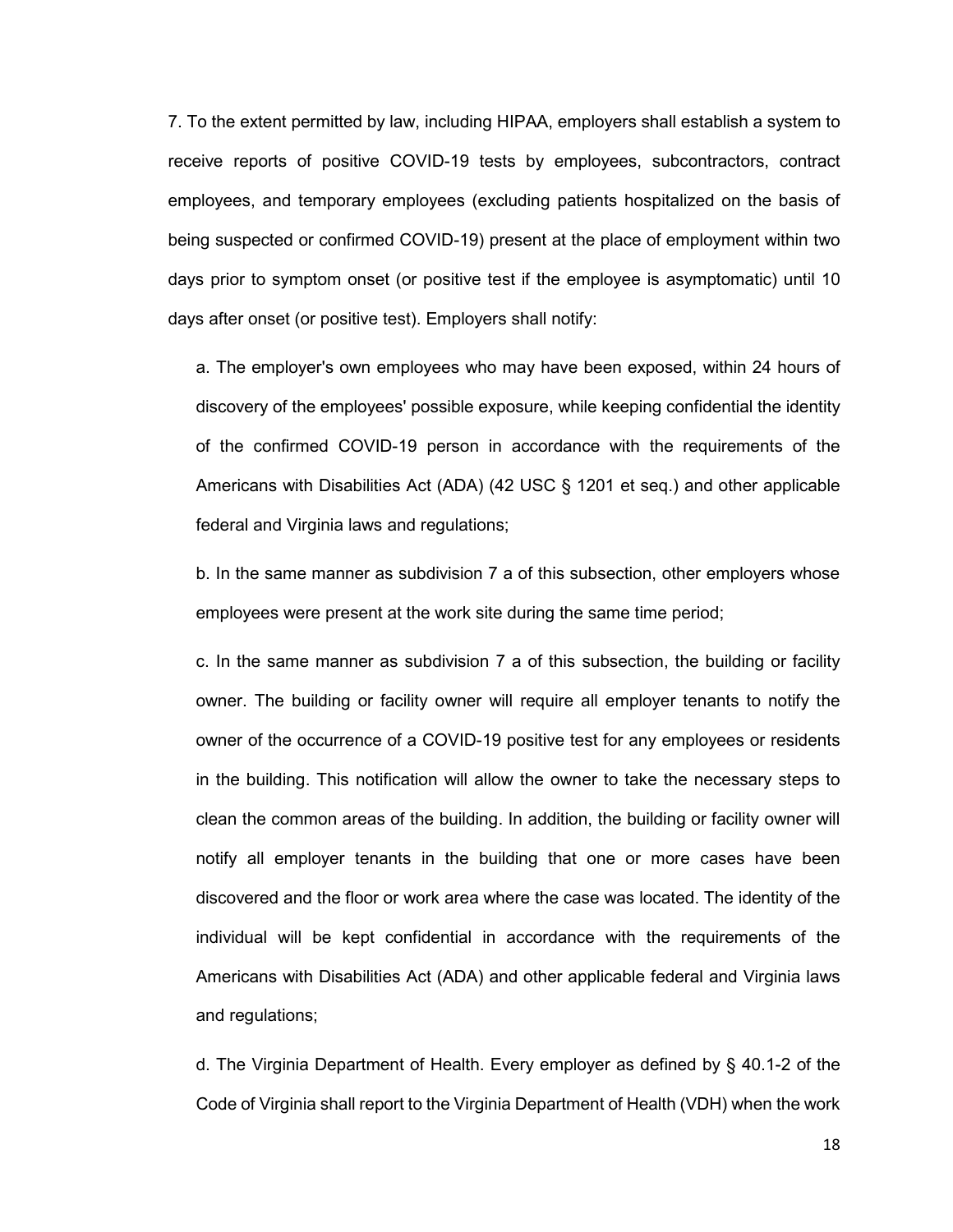7. To the extent permitted by law, including HIPAA, employers shall establish a system to receive reports of positive COVID-19 tests by employees, subcontractors, contract employees, and temporary employees (excluding patients hospitalized on the basis of being suspected or confirmed COVID-19) present at the place of employment within two days prior to symptom onset (or positive test if the employee is asymptomatic) until 10 days after onset (or positive test). Employers shall notify:

a. The employer's own employees who may have been exposed, within 24 hours of discovery of the employees' possible exposure, while keeping confidential the identity of the confirmed COVID-19 person in accordance with the requirements of the Americans with Disabilities Act (ADA) (42 USC § 1201 et seq.) and other applicable federal and Virginia laws and regulations;

b. In the same manner as subdivision 7 a of this subsection, other employers whose employees were present at the work site during the same time period;

c. In the same manner as subdivision 7 a of this subsection, the building or facility owner. The building or facility owner will require all employer tenants to notify the owner of the occurrence of a COVID-19 positive test for any employees or residents in the building. This notification will allow the owner to take the necessary steps to clean the common areas of the building. In addition, the building or facility owner will notify all employer tenants in the building that one or more cases have been discovered and the floor or work area where the case was located. The identity of the individual will be kept confidential in accordance with the requirements of the Americans with Disabilities Act (ADA) and other applicable federal and Virginia laws and regulations;

d. The Virginia Department of Health. Every employer as defined by § 40.1-2 of the Code of Virginia shall report to the Virginia Department of Health (VDH) when the work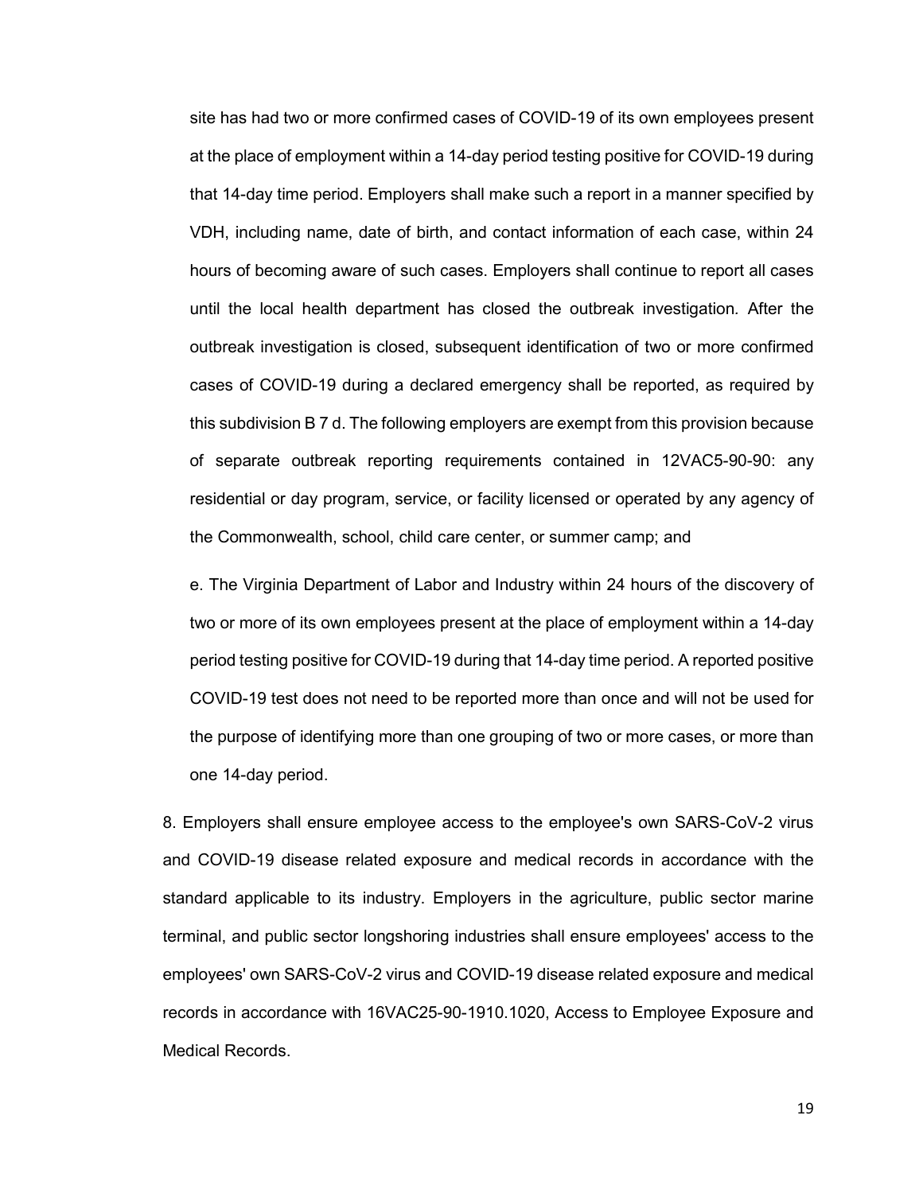site has had two or more confirmed cases of COVID-19 of its own employees present at the place of employment within a 14-day period testing positive for COVID-19 during that 14-day time period. Employers shall make such a report in a manner specified by VDH, including name, date of birth, and contact information of each case, within 24 hours of becoming aware of such cases. Employers shall continue to report all cases until the local health department has closed the outbreak investigation. After the outbreak investigation is closed, subsequent identification of two or more confirmed cases of COVID-19 during a declared emergency shall be reported, as required by this subdivision B 7 d. The following employers are exempt from this provision because of separate outbreak reporting requirements contained in 12VAC5-90-90: any residential or day program, service, or facility licensed or operated by any agency of the Commonwealth, school, child care center, or summer camp; and

e. The Virginia Department of Labor and Industry within 24 hours of the discovery of two or more of its own employees present at the place of employment within a 14-day period testing positive for COVID-19 during that 14-day time period. A reported positive COVID-19 test does not need to be reported more than once and will not be used for the purpose of identifying more than one grouping of two or more cases, or more than one 14-day period.

8. Employers shall ensure employee access to the employee's own SARS-CoV-2 virus and COVID-19 disease related exposure and medical records in accordance with the standard applicable to its industry. Employers in the agriculture, public sector marine terminal, and public sector longshoring industries shall ensure employees' access to the employees' own SARS-CoV-2 virus and COVID-19 disease related exposure and medical records in accordance with 16VAC25-90-1910.1020, Access to Employee Exposure and Medical Records.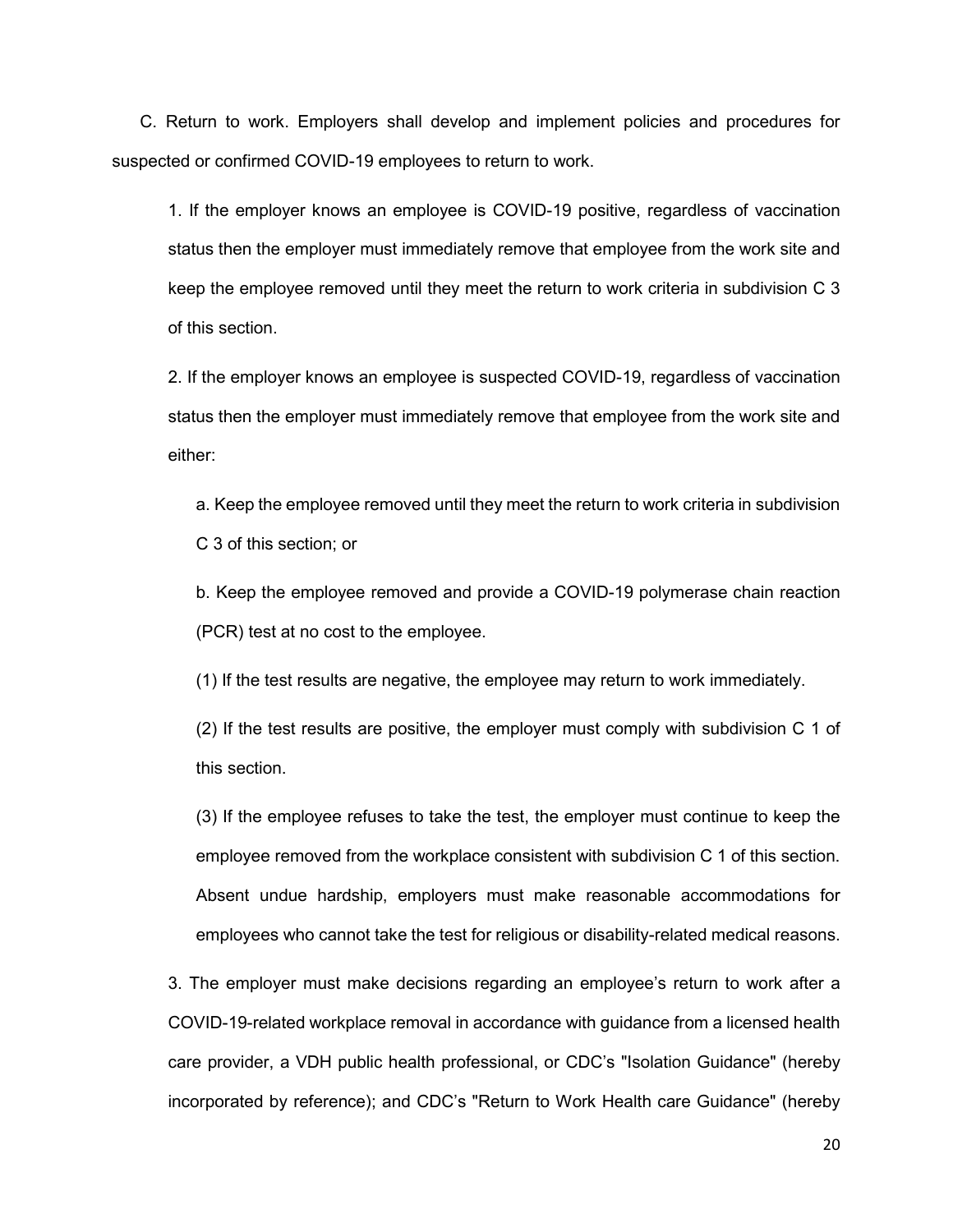C. Return to work. Employers shall develop and implement policies and procedures for suspected or confirmed COVID-19 employees to return to work.

1. If the employer knows an employee is COVID-19 positive, regardless of vaccination status then the employer must immediately remove that employee from the work site and keep the employee removed until they meet the return to work criteria in subdivision C 3 of this section.

2. If the employer knows an employee is suspected COVID-19, regardless of vaccination status then the employer must immediately remove that employee from the work site and either:

a. Keep the employee removed until they meet the return to work criteria in subdivision C 3 of this section; or

b. Keep the employee removed and provide a COVID-19 polymerase chain reaction (PCR) test at no cost to the employee.

(1) If the test results are negative, the employee may return to work immediately.

(2) If the test results are positive, the employer must comply with subdivision C 1 of this section.

(3) If the employee refuses to take the test, the employer must continue to keep the employee removed from the workplace consistent with subdivision C 1 of this section. Absent undue hardship, employers must make reasonable accommodations for employees who cannot take the test for religious or disability-related medical reasons.

3. The employer must make decisions regarding an employee's return to work after a COVID-19-related workplace removal in accordance with guidance from a licensed health care provider, a VDH public health professional, or CDC's "Isolation Guidance" (hereby incorporated by reference); and CDC's "Return to Work Health care Guidance" (hereby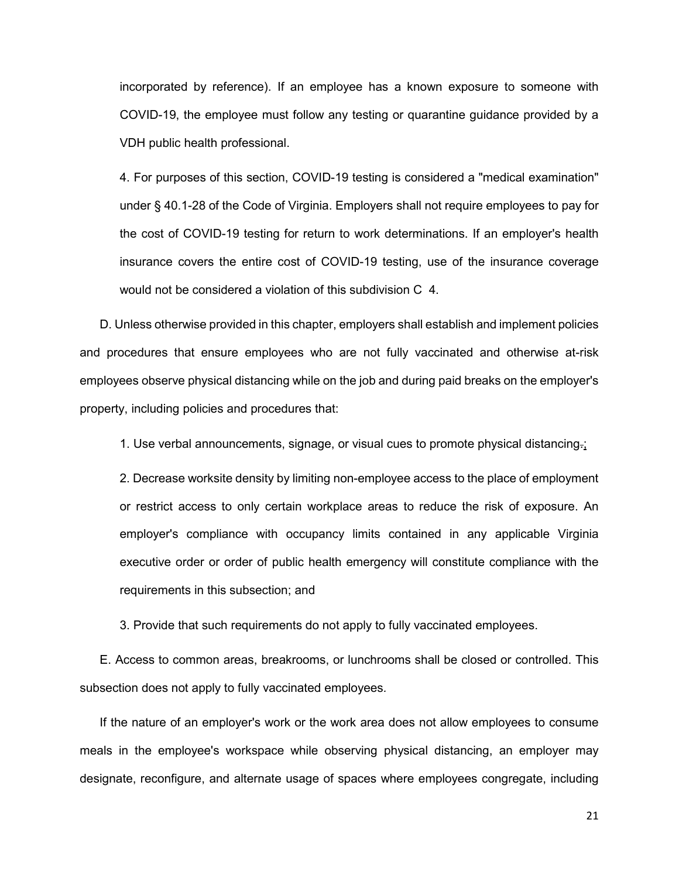incorporated by reference). If an employee has a known exposure to someone with COVID-19, the employee must follow any testing or quarantine guidance provided by a VDH public health professional.

4. For purposes of this section, COVID-19 testing is considered a "medical examination" under § 40.1-28 of the Code of Virginia. Employers shall not require employees to pay for the cost of COVID-19 testing for return to work determinations. If an employer's health insurance covers the entire cost of COVID-19 testing, use of the insurance coverage would not be considered a violation of this subdivision C 4.

D. Unless otherwise provided in this chapter, employers shall establish and implement policies and procedures that ensure employees who are not fully vaccinated and otherwise at-risk employees observe physical distancing while on the job and during paid breaks on the employer's property, including policies and procedures that:

1. Use verbal announcements, signage, or visual cues to promote physical distancing.;

2. Decrease worksite density by limiting non-employee access to the place of employment or restrict access to only certain workplace areas to reduce the risk of exposure. An employer's compliance with occupancy limits contained in any applicable Virginia executive order or order of public health emergency will constitute compliance with the requirements in this subsection; and

3. Provide that such requirements do not apply to fully vaccinated employees.

E. Access to common areas, breakrooms, or lunchrooms shall be closed or controlled. This subsection does not apply to fully vaccinated employees.

If the nature of an employer's work or the work area does not allow employees to consume meals in the employee's workspace while observing physical distancing, an employer may designate, reconfigure, and alternate usage of spaces where employees congregate, including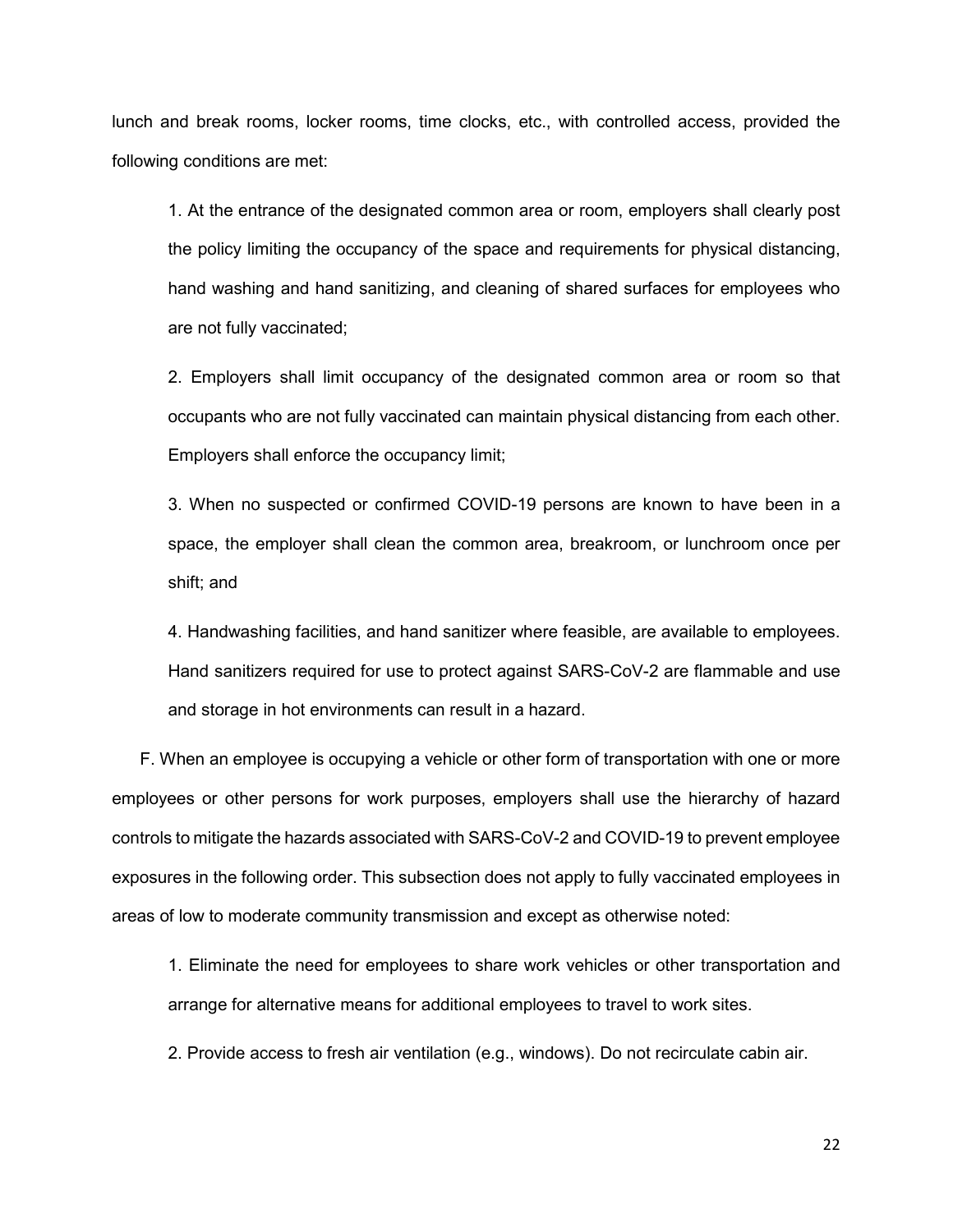lunch and break rooms, locker rooms, time clocks, etc., with controlled access, provided the following conditions are met:

1. At the entrance of the designated common area or room, employers shall clearly post the policy limiting the occupancy of the space and requirements for physical distancing, hand washing and hand sanitizing, and cleaning of shared surfaces for employees who are not fully vaccinated;

2. Employers shall limit occupancy of the designated common area or room so that occupants who are not fully vaccinated can maintain physical distancing from each other. Employers shall enforce the occupancy limit;

3. When no suspected or confirmed COVID-19 persons are known to have been in a space, the employer shall clean the common area, breakroom, or lunchroom once per shift; and

4. Handwashing facilities, and hand sanitizer where feasible, are available to employees. Hand sanitizers required for use to protect against SARS-CoV-2 are flammable and use and storage in hot environments can result in a hazard.

F. When an employee is occupying a vehicle or other form of transportation with one or more employees or other persons for work purposes, employers shall use the hierarchy of hazard controls to mitigate the hazards associated with SARS-CoV-2 and COVID-19 to prevent employee exposures in the following order. This subsection does not apply to fully vaccinated employees in areas of low to moderate community transmission and except as otherwise noted:

1. Eliminate the need for employees to share work vehicles or other transportation and arrange for alternative means for additional employees to travel to work sites.

2. Provide access to fresh air ventilation (e.g., windows). Do not recirculate cabin air.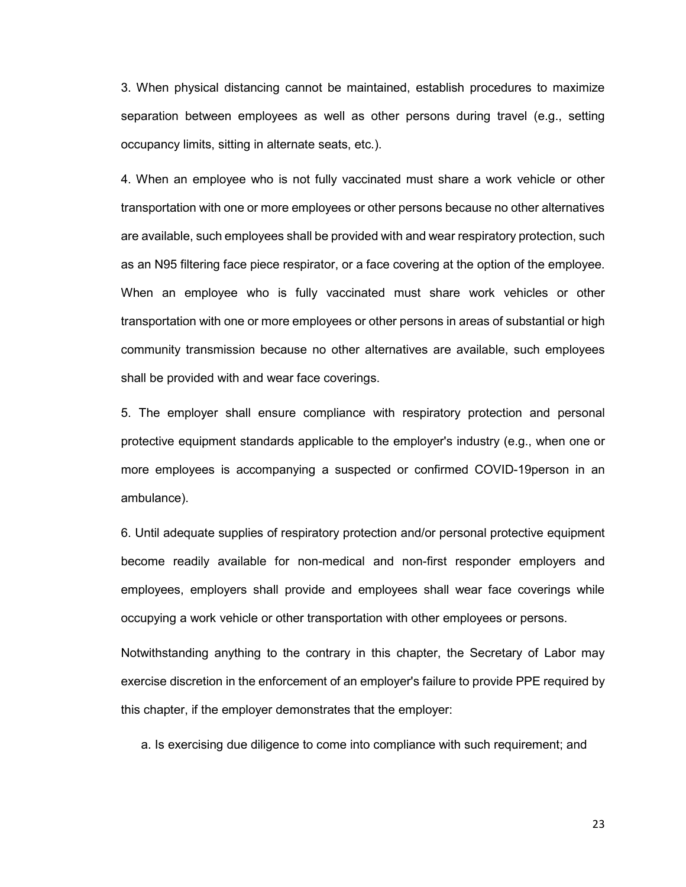3. When physical distancing cannot be maintained, establish procedures to maximize separation between employees as well as other persons during travel (e.g., setting occupancy limits, sitting in alternate seats, etc.).

4. When an employee who is not fully vaccinated must share a work vehicle or other transportation with one or more employees or other persons because no other alternatives are available, such employees shall be provided with and wear respiratory protection, such as an N95 filtering face piece respirator, or a face covering at the option of the employee. When an employee who is fully vaccinated must share work vehicles or other transportation with one or more employees or other persons in areas of substantial or high community transmission because no other alternatives are available, such employees shall be provided with and wear face coverings.

5. The employer shall ensure compliance with respiratory protection and personal protective equipment standards applicable to the employer's industry (e.g., when one or more employees is accompanying a suspected or confirmed COVID-19person in an ambulance).

6. Until adequate supplies of respiratory protection and/or personal protective equipment become readily available for non-medical and non-first responder employers and employees, employers shall provide and employees shall wear face coverings while occupying a work vehicle or other transportation with other employees or persons.

Notwithstanding anything to the contrary in this chapter, the Secretary of Labor may exercise discretion in the enforcement of an employer's failure to provide PPE required by this chapter, if the employer demonstrates that the employer:

a. Is exercising due diligence to come into compliance with such requirement; and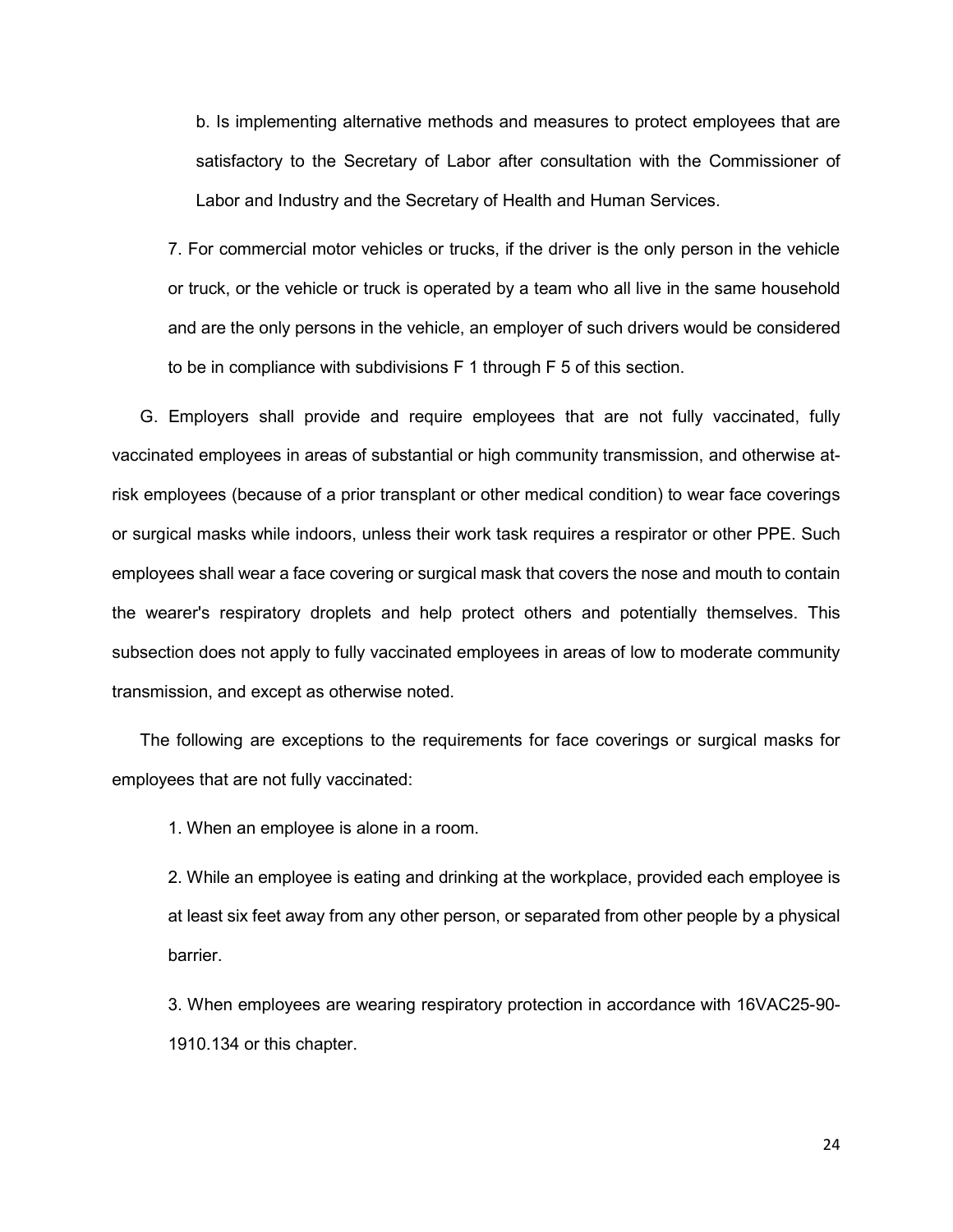b. Is implementing alternative methods and measures to protect employees that are satisfactory to the Secretary of Labor after consultation with the Commissioner of Labor and Industry and the Secretary of Health and Human Services.

7. For commercial motor vehicles or trucks, if the driver is the only person in the vehicle or truck, or the vehicle or truck is operated by a team who all live in the same household and are the only persons in the vehicle, an employer of such drivers would be considered to be in compliance with subdivisions F 1 through F 5 of this section.

G. Employers shall provide and require employees that are not fully vaccinated, fully vaccinated employees in areas of substantial or high community transmission, and otherwise at-risk employees (because of a prior transplant or other medical condition) to wear face coverings or surgical masks while indoors, unless their work task requires a respirator or other PPE. Such employees shall wear a face covering or surgical mask that covers the nose and mouth to contain the wearer's respiratory droplets and help protect others and potentially themselves. This subsection does not apply to fully vaccinated employees in areas of low to moderate community transmission, and except as otherwise noted.

The following are exceptions to the requirements for face coverings or surgical masks for employees that are not fully vaccinated:

1. When an employee is alone in a room.

2. While an employee is eating and drinking at the workplace, provided each employee is at least six feet away from any other person, or separated from other people by a physical barrier.

3. When employees are wearing respiratory protection in accordance with 16VAC25-90-1910.134 or this chapter.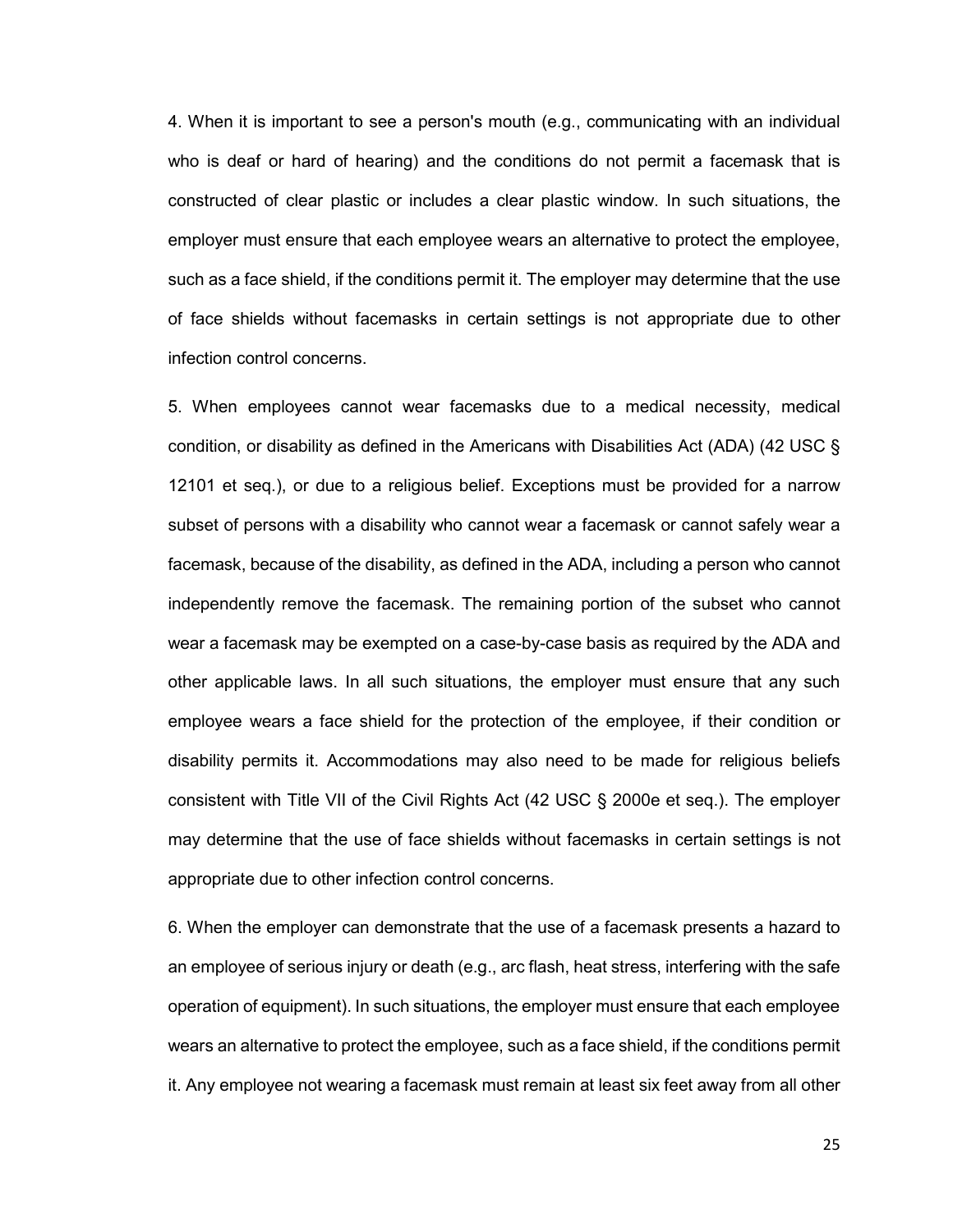4. When it is important to see a person's mouth (e.g., communicating with an individual who is deaf or hard of hearing) and the conditions do not permit a facemask that is constructed of clear plastic or includes a clear plastic window. In such situations, the employer must ensure that each employee wears an alternative to protect the employee, such as a face shield, if the conditions permit it. The employer may determine that the use of face shields without facemasks in certain settings is not appropriate due to other infection control concerns.

5. When employees cannot wear facemasks due to a medical necessity, medical condition, or disability as defined in the Americans with Disabilities Act (ADA) (42 USC § 12101 et seq.), or due to a religious belief. Exceptions must be provided for a narrow subset of persons with a disability who cannot wear a facemask or cannot safely wear a facemask, because of the disability, as defined in the ADA, including a person who cannot independently remove the facemask. The remaining portion of the subset who cannot wear a facemask may be exempted on a case-by-case basis as required by the ADA and other applicable laws. In all such situations, the employer must ensure that any such employee wears a face shield for the protection of the employee, if their condition or disability permits it. Accommodations may also need to be made for religious beliefs consistent with Title VII of the Civil Rights Act (42 USC § 2000e et seq.). The employer may determine that the use of face shields without facemasks in certain settings is not appropriate due to other infection control concerns.

6. When the employer can demonstrate that the use of a facemask presents a hazard to an employee of serious injury or death (e.g., arc flash, heat stress, interfering with the safe operation of equipment). In such situations, the employer must ensure that each employee wears an alternative to protect the employee, such as a face shield, if the conditions permit it. Any employee not wearing a facemask must remain at least six feet away from all other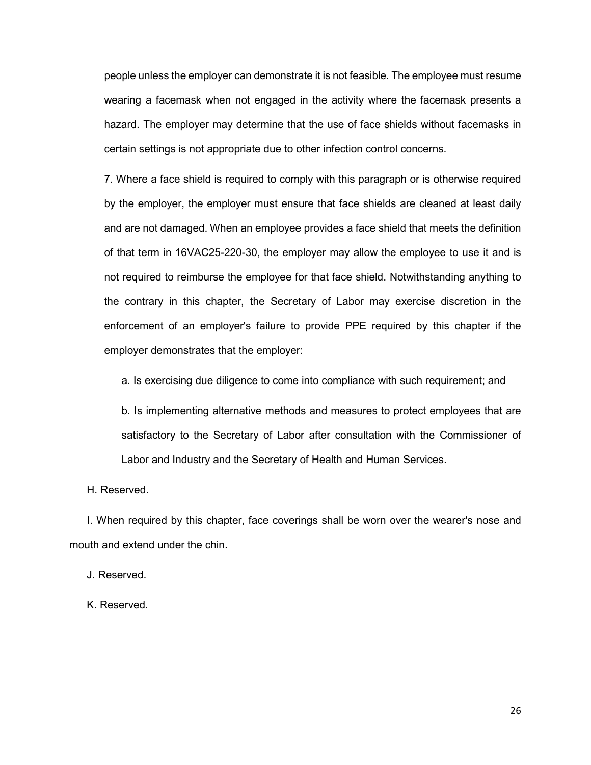people unless the employer can demonstrate it is not feasible. The employee must resume wearing a facemask when not engaged in the activity where the facemask presents a hazard. The employer may determine that the use of face shields without facemasks in certain settings is not appropriate due to other infection control concerns.

7. Where a face shield is required to comply with this paragraph or is otherwise required by the employer, the employer must ensure that face shields are cleaned at least daily and are not damaged. When an employee provides a face shield that meets the definition of that term in 16VAC25-220-30, the employer may allow the employee to use it and is not required to reimburse the employee for that face shield. Notwithstanding anything to the contrary in this chapter, the Secretary of Labor may exercise discretion in the enforcement of an employer's failure to provide PPE required by this chapter if the employer demonstrates that the employer:

a. Is exercising due diligence to come into compliance with such requirement; and

b. Is implementing alternative methods and measures to protect employees that are satisfactory to the Secretary of Labor after consultation with the Commissioner of Labor and Industry and the Secretary of Health and Human Services.

H. Reserved.

I. When required by this chapter, face coverings shall be worn over the wearer's nose and mouth and extend under the chin.

J. Reserved.

K. Reserved.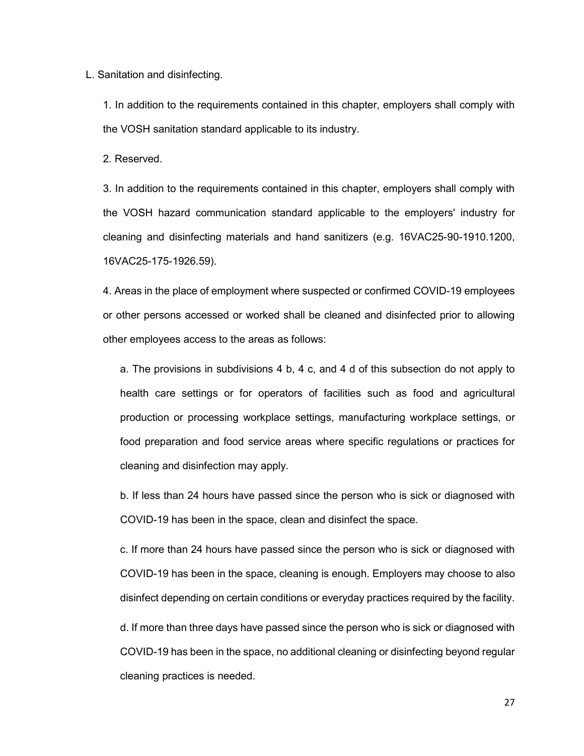L. Sanitation and disinfecting.

1. In addition to the requirements contained in this chapter, employers shall comply with the VOSH sanitation standard applicable to its industry.

2. Reserved.

3. In addition to the requirements contained in this chapter, employers shall comply with the VOSH hazard communication standard applicable to the employers' industry for cleaning and disinfecting materials and hand sanitizers (e.g. 16VAC25-90-1910.1200, 16VAC25-175-1926.59).

4. Areas in the place of employment where suspected or confirmed COVID-19 employees or other persons accessed or worked shall be cleaned and disinfected prior to allowing other employees access to the areas as follows:

a. The provisions in subdivisions 4 b, 4 c, and 4 d of this subsection do not apply to health care settings or for operators of facilities such as food and agricultural production or processing workplace settings, manufacturing workplace settings, or food preparation and food service areas where specific regulations or practices for cleaning and disinfection may apply.

b. If less than 24 hours have passed since the person who is sick or diagnosed with COVID-19 has been in the space, clean and disinfect the space.

c. If more than 24 hours have passed since the person who is sick or diagnosed with COVID-19 has been in the space, cleaning is enough. Employers may choose to also disinfect depending on certain conditions or everyday practices required by the facility.

d. If more than three days have passed since the person who is sick or diagnosed with COVID-19 has been in the space, no additional cleaning or disinfecting beyond regular cleaning practices is needed.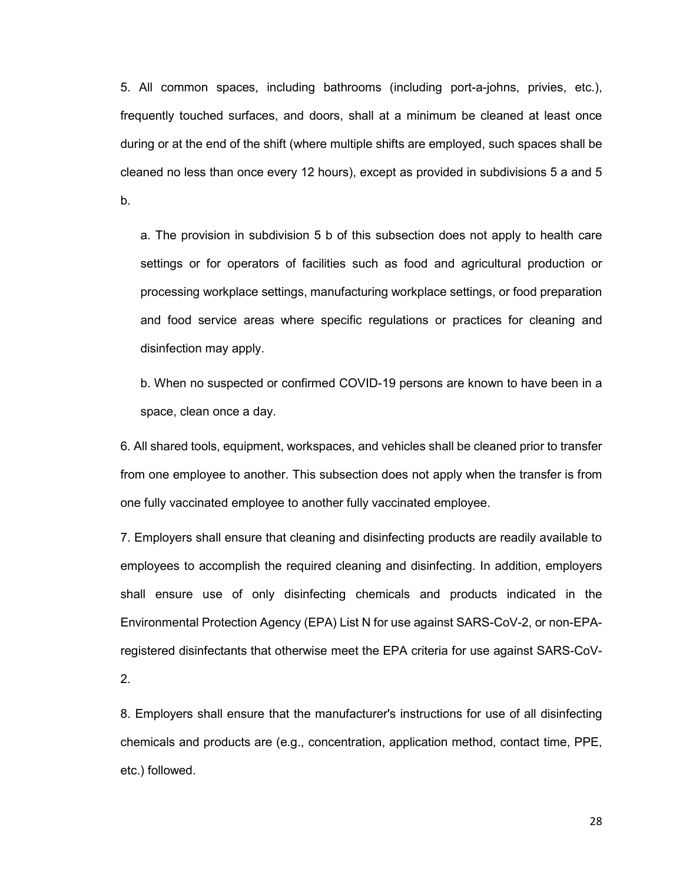5. All common spaces, including bathrooms (including port-a-johns, privies, etc.), frequently touched surfaces, and doors, shall at a minimum be cleaned at least once during or at the end of the shift (where multiple shifts are employed, such spaces shall be cleaned no less than once every 12 hours), except as provided in subdivisions 5 a and 5 b.

  a. The provision in subdivision 5 b of this subsection does not apply to health care settings or for operators of facilities such as food and agricultural production or processing workplace settings, manufacturing workplace settings, or food preparation and food service areas where specific regulations or practices for cleaning and disinfection may apply.

  b. When no suspected or confirmed COVID-19 persons are known to have been in a space, clean once a day.

6. All shared tools, equipment, workspaces, and vehicles shall be cleaned prior to transfer from one employee to another. This subsection does not apply when the transfer is from one fully vaccinated employee to another fully vaccinated employee.

7. Employers shall ensure that cleaning and disinfecting products are readily available to employees to accomplish the required cleaning and disinfecting. In addition, employers shall ensure use of only disinfecting chemicals and products indicated in the Environmental Protection Agency (EPA) List N for use against SARS-CoV-2, or non-EPA-registered disinfectants that otherwise meet the EPA criteria for use against SARS-CoV-2.

8. Employers shall ensure that the manufacturer's instructions for use of all disinfecting chemicals and products are (e.g., concentration, application method, contact time, PPE, etc.) followed.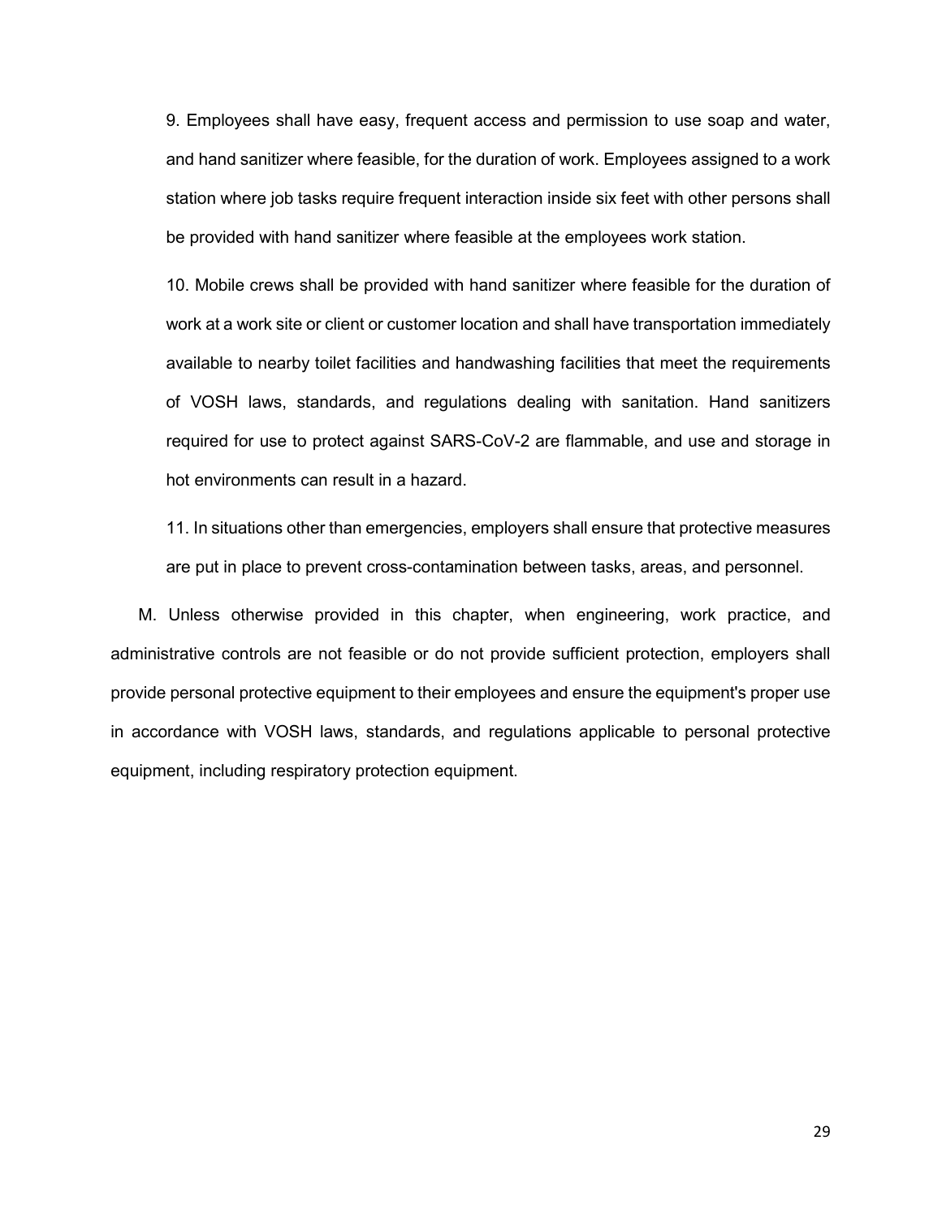9. Employees shall have easy, frequent access and permission to use soap and water, and hand sanitizer where feasible, for the duration of work. Employees assigned to a work station where job tasks require frequent interaction inside six feet with other persons shall be provided with hand sanitizer where feasible at the employees work station.

10. Mobile crews shall be provided with hand sanitizer where feasible for the duration of work at a work site or client or customer location and shall have transportation immediately available to nearby toilet facilities and handwashing facilities that meet the requirements of VOSH laws, standards, and regulations dealing with sanitation. Hand sanitizers required for use to protect against SARS-CoV-2 are flammable, and use and storage in hot environments can result in a hazard.

11. In situations other than emergencies, employers shall ensure that protective measures are put in place to prevent cross-contamination between tasks, areas, and personnel.

M. Unless otherwise provided in this chapter, when engineering, work practice, and administrative controls are not feasible or do not provide sufficient protection, employers shall provide personal protective equipment to their employees and ensure the equipment's proper use in accordance with VOSH laws, standards, and regulations applicable to personal protective equipment, including respiratory protection equipment.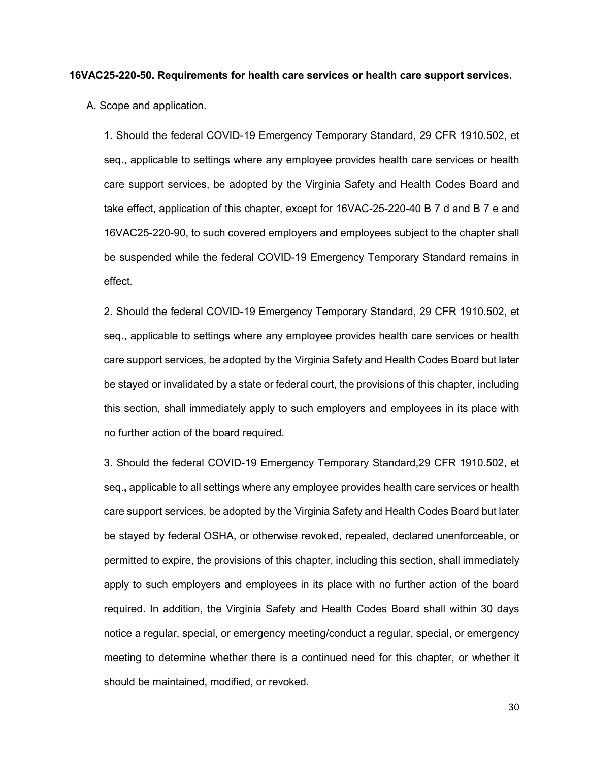**16VAC25-220-50. Requirements for health care services or health care support services.**

A. Scope and application.

1. Should the federal COVID-19 Emergency Temporary Standard, 29 CFR 1910.502, et seq., applicable to settings where any employee provides health care services or health care support services, be adopted by the Virginia Safety and Health Codes Board and take effect, application of this chapter, except for 16VAC-25-220-40 B 7 d and B 7 e and 16VAC25-220-90, to such covered employers and employees subject to the chapter shall be suspended while the federal COVID-19 Emergency Temporary Standard remains in effect.

2. Should the federal COVID-19 Emergency Temporary Standard, 29 CFR 1910.502, et seq., applicable to settings where any employee provides health care services or health care support services, be adopted by the Virginia Safety and Health Codes Board but later be stayed or invalidated by a state or federal court, the provisions of this chapter, including this section, shall immediately apply to such employers and employees in its place with no further action of the board required.

3. Should the federal COVID-19 Emergency Temporary Standard,29 CFR 1910.502, et seq.**,** applicable to all settings where any employee provides health care services or health care support services, be adopted by the Virginia Safety and Health Codes Board but later be stayed by federal OSHA, or otherwise revoked, repealed, declared unenforceable, or permitted to expire, the provisions of this chapter, including this section, shall immediately apply to such employers and employees in its place with no further action of the board required. In addition, the Virginia Safety and Health Codes Board shall within 30 days notice a regular, special, or emergency meeting/conduct a regular, special, or emergency meeting to determine whether there is a continued need for this chapter, or whether it should be maintained, modified, or revoked.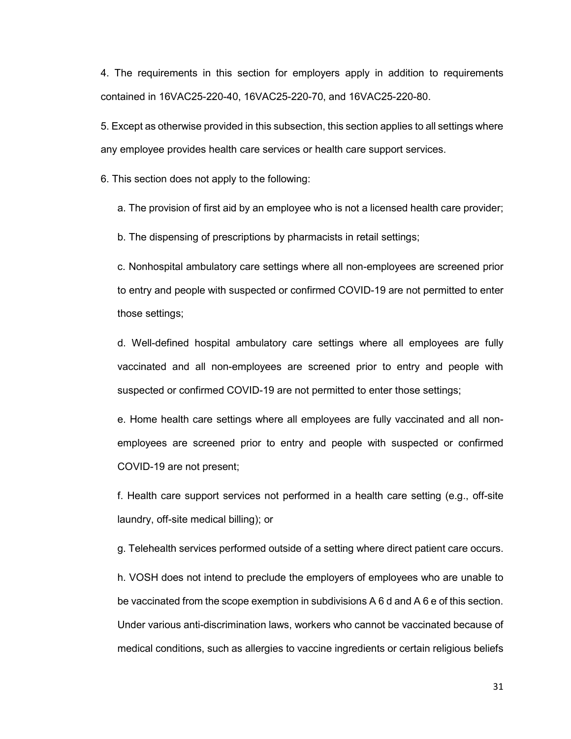4. The requirements in this section for employers apply in addition to requirements contained in 16VAC25-220-40, 16VAC25-220-70, and 16VAC25-220-80.

5. Except as otherwise provided in this subsection, this section applies to all settings where any employee provides health care services or health care support services.

6. This section does not apply to the following:

a. The provision of first aid by an employee who is not a licensed health care provider;

b. The dispensing of prescriptions by pharmacists in retail settings;

c. Nonhospital ambulatory care settings where all non-employees are screened prior to entry and people with suspected or confirmed COVID-19 are not permitted to enter those settings;

d. Well-defined hospital ambulatory care settings where all employees are fully vaccinated and all non-employees are screened prior to entry and people with suspected or confirmed COVID-19 are not permitted to enter those settings;

e. Home health care settings where all employees are fully vaccinated and all non-employees are screened prior to entry and people with suspected or confirmed COVID-19 are not present;

f. Health care support services not performed in a health care setting (e.g., off-site laundry, off-site medical billing); or

g. Telehealth services performed outside of a setting where direct patient care occurs.

h. VOSH does not intend to preclude the employers of employees who are unable to be vaccinated from the scope exemption in subdivisions A 6 d and A 6 e of this section. Under various anti-discrimination laws, workers who cannot be vaccinated because of medical conditions, such as allergies to vaccine ingredients or certain religious beliefs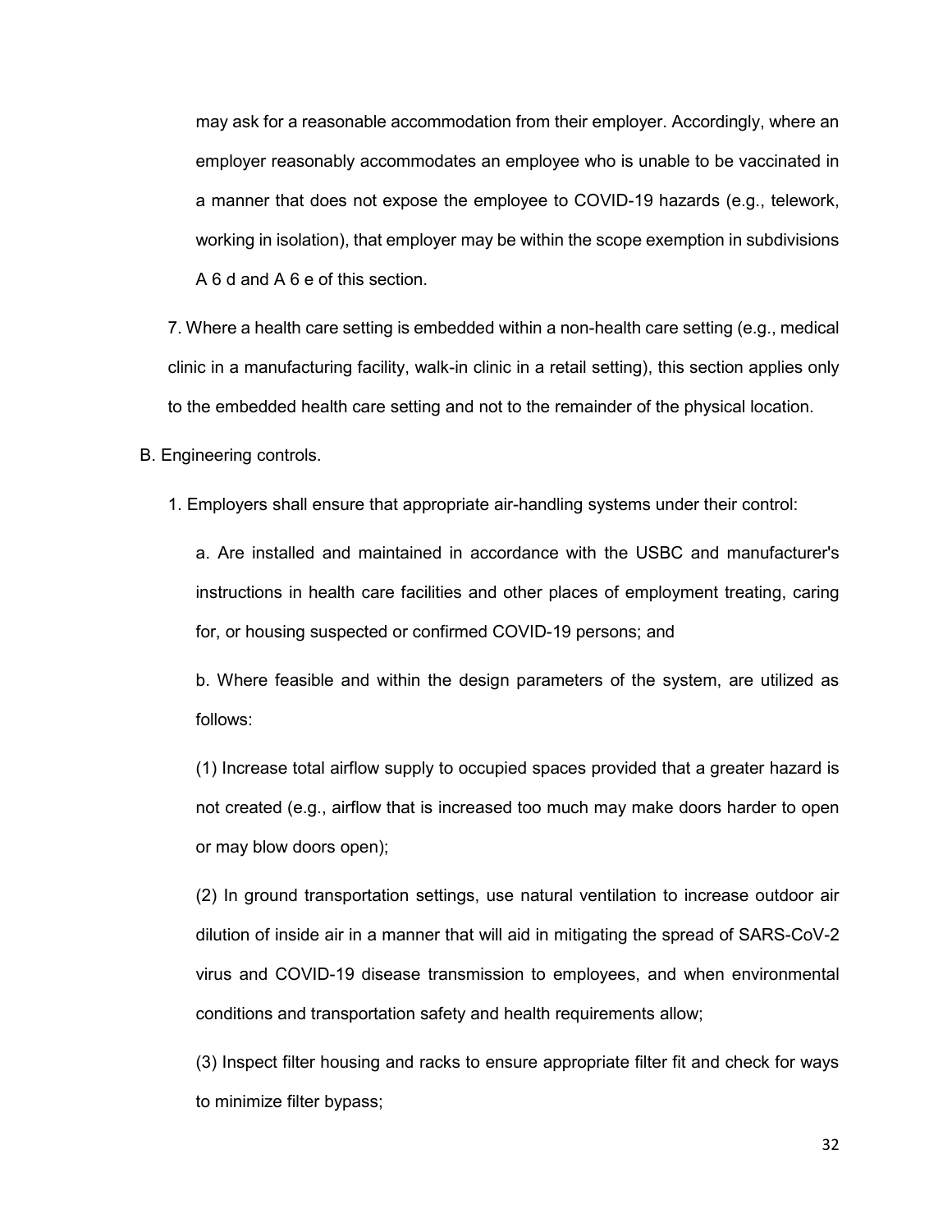may ask for a reasonable accommodation from their employer. Accordingly, where an employer reasonably accommodates an employee who is unable to be vaccinated in a manner that does not expose the employee to COVID-19 hazards (e.g., telework, working in isolation), that employer may be within the scope exemption in subdivisions A 6 d and A 6 e of this section.

7. Where a health care setting is embedded within a non-health care setting (e.g., medical clinic in a manufacturing facility, walk-in clinic in a retail setting), this section applies only to the embedded health care setting and not to the remainder of the physical location.

B. Engineering controls.

1. Employers shall ensure that appropriate air-handling systems under their control:

a. Are installed and maintained in accordance with the USBC and manufacturer's instructions in health care facilities and other places of employment treating, caring for, or housing suspected or confirmed COVID-19 persons; and

b. Where feasible and within the design parameters of the system, are utilized as follows:

(1) Increase total airflow supply to occupied spaces provided that a greater hazard is not created (e.g., airflow that is increased too much may make doors harder to open or may blow doors open);

(2) In ground transportation settings, use natural ventilation to increase outdoor air dilution of inside air in a manner that will aid in mitigating the spread of SARS-CoV-2 virus and COVID-19 disease transmission to employees, and when environmental conditions and transportation safety and health requirements allow;

(3) Inspect filter housing and racks to ensure appropriate filter fit and check for ways to minimize filter bypass;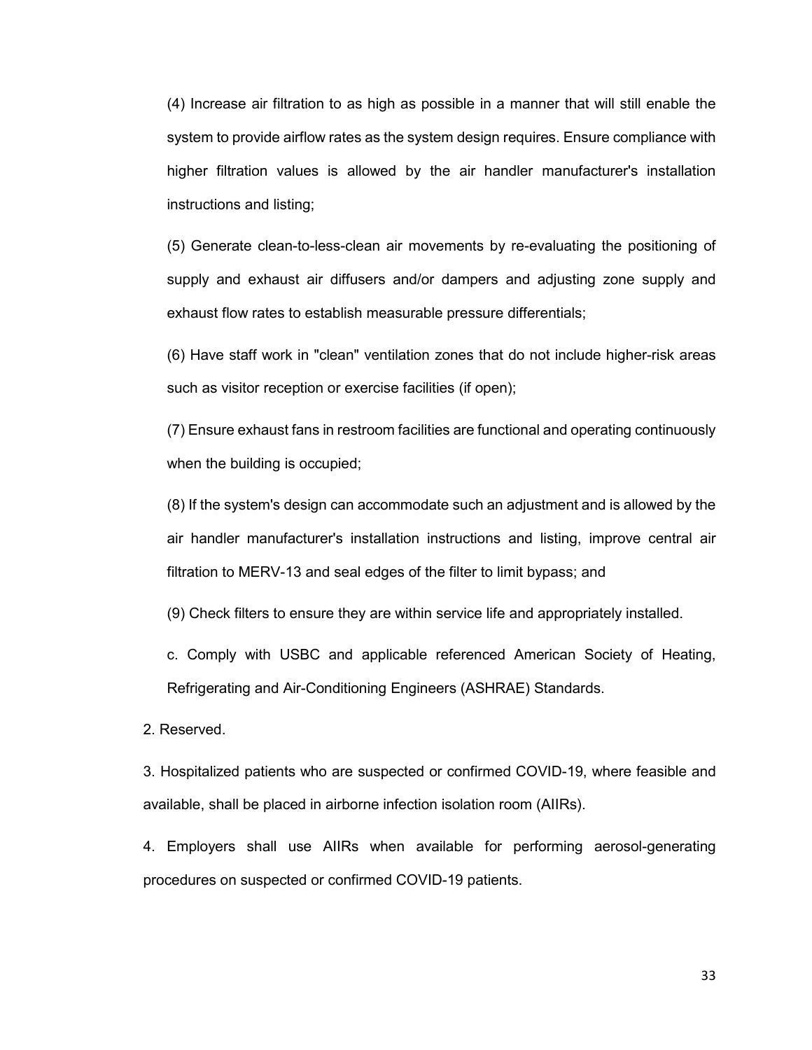(4) Increase air filtration to as high as possible in a manner that will still enable the system to provide airflow rates as the system design requires. Ensure compliance with higher filtration values is allowed by the air handler manufacturer's installation instructions and listing;

(5) Generate clean-to-less-clean air movements by re-evaluating the positioning of supply and exhaust air diffusers and/or dampers and adjusting zone supply and exhaust flow rates to establish measurable pressure differentials;

(6) Have staff work in "clean" ventilation zones that do not include higher-risk areas such as visitor reception or exercise facilities (if open);

(7) Ensure exhaust fans in restroom facilities are functional and operating continuously when the building is occupied;

(8) If the system's design can accommodate such an adjustment and is allowed by the air handler manufacturer's installation instructions and listing, improve central air filtration to MERV-13 and seal edges of the filter to limit bypass; and

(9) Check filters to ensure they are within service life and appropriately installed.

c. Comply with USBC and applicable referenced American Society of Heating, Refrigerating and Air-Conditioning Engineers (ASHRAE) Standards.

2. Reserved.

3. Hospitalized patients who are suspected or confirmed COVID-19, where feasible and available, shall be placed in airborne infection isolation room (AIIRs).

4. Employers shall use AIIRs when available for performing aerosol-generating procedures on suspected or confirmed COVID-19 patients.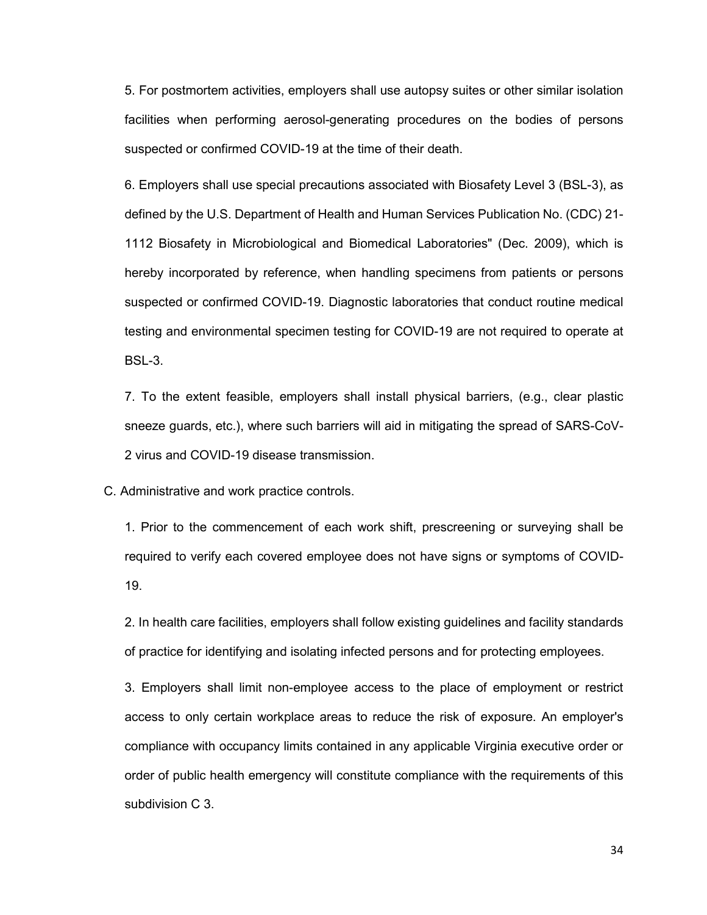5. For postmortem activities, employers shall use autopsy suites or other similar isolation facilities when performing aerosol-generating procedures on the bodies of persons suspected or confirmed COVID-19 at the time of their death.

6. Employers shall use special precautions associated with Biosafety Level 3 (BSL-3), as defined by the U.S. Department of Health and Human Services Publication No. (CDC) 21-1112 Biosafety in Microbiological and Biomedical Laboratories" (Dec. 2009), which is hereby incorporated by reference, when handling specimens from patients or persons suspected or confirmed COVID-19. Diagnostic laboratories that conduct routine medical testing and environmental specimen testing for COVID-19 are not required to operate at BSL-3.

7. To the extent feasible, employers shall install physical barriers, (e.g., clear plastic sneeze guards, etc.), where such barriers will aid in mitigating the spread of SARS-CoV-2 virus and COVID-19 disease transmission.

C. Administrative and work practice controls.

1. Prior to the commencement of each work shift, prescreening or surveying shall be required to verify each covered employee does not have signs or symptoms of COVID-19.

2. In health care facilities, employers shall follow existing guidelines and facility standards of practice for identifying and isolating infected persons and for protecting employees.

3. Employers shall limit non-employee access to the place of employment or restrict access to only certain workplace areas to reduce the risk of exposure. An employer's compliance with occupancy limits contained in any applicable Virginia executive order or order of public health emergency will constitute compliance with the requirements of this subdivision C 3.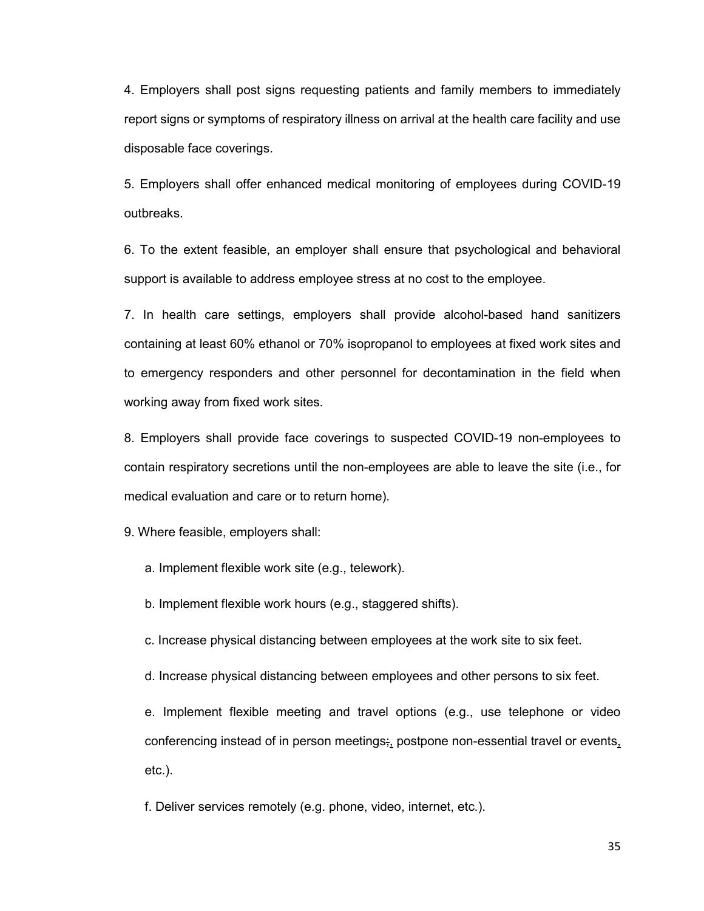4. Employers shall post signs requesting patients and family members to immediately report signs or symptoms of respiratory illness on arrival at the health care facility and use disposable face coverings.

5. Employers shall offer enhanced medical monitoring of employees during COVID-19 outbreaks.

6. To the extent feasible, an employer shall ensure that psychological and behavioral support is available to address employee stress at no cost to the employee.

7. In health care settings, employers shall provide alcohol-based hand sanitizers containing at least 60% ethanol or 70% isopropanol to employees at fixed work sites and to emergency responders and other personnel for decontamination in the field when working away from fixed work sites.

8. Employers shall provide face coverings to suspected COVID-19 non-employees to contain respiratory secretions until the non-employees are able to leave the site (i.e., for medical evaluation and care or to return home).

9. Where feasible, employers shall:

   a. Implement flexible work site (e.g., telework).

   b. Implement flexible work hours (e.g., staggered shifts).

   c. Increase physical distancing between employees at the work site to six feet.

   d. Increase physical distancing between employees and other persons to six feet.

   e. Implement flexible meeting and travel options (e.g., use telephone or video conferencing instead of in person meetings;, postpone non-essential travel or events, etc.).

   f. Deliver services remotely (e.g. phone, video, internet, etc.).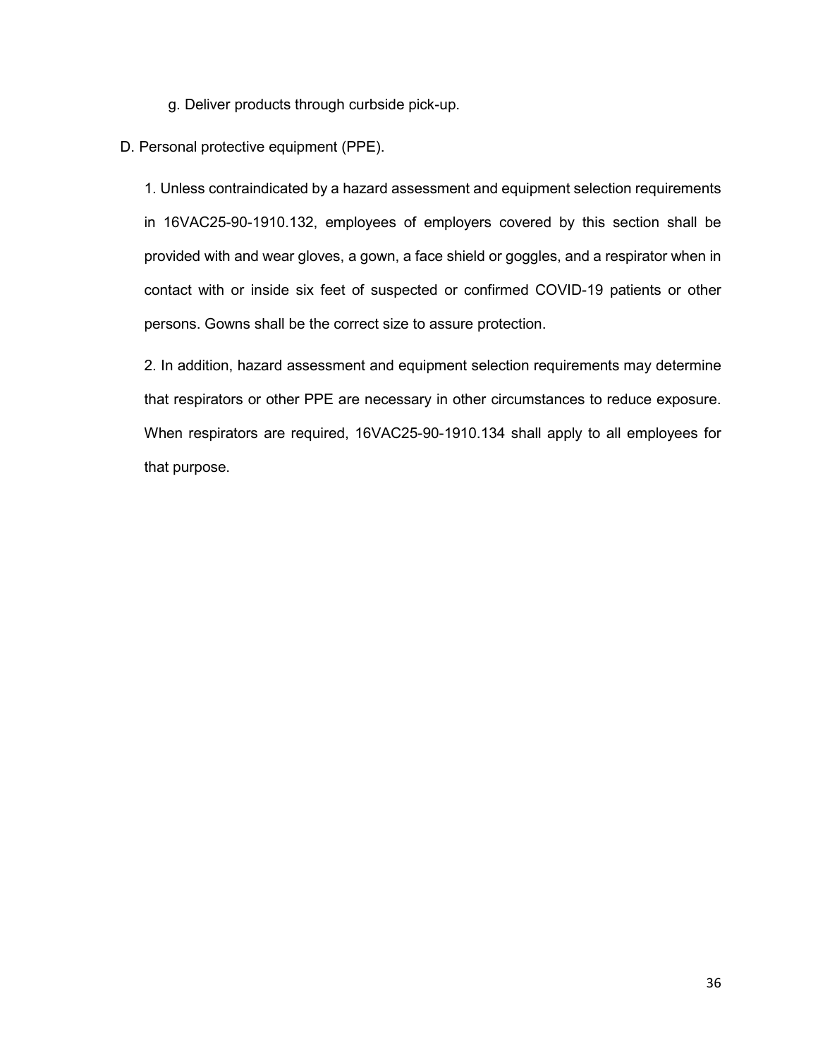g. Deliver products through curbside pick-up.

D. Personal protective equipment (PPE).

1. Unless contraindicated by a hazard assessment and equipment selection requirements in 16VAC25-90-1910.132, employees of employers covered by this section shall be provided with and wear gloves, a gown, a face shield or goggles, and a respirator when in contact with or inside six feet of suspected or confirmed COVID-19 patients or other persons. Gowns shall be the correct size to assure protection.

2. In addition, hazard assessment and equipment selection requirements may determine that respirators or other PPE are necessary in other circumstances to reduce exposure. When respirators are required, 16VAC25-90-1910.134 shall apply to all employees for that purpose.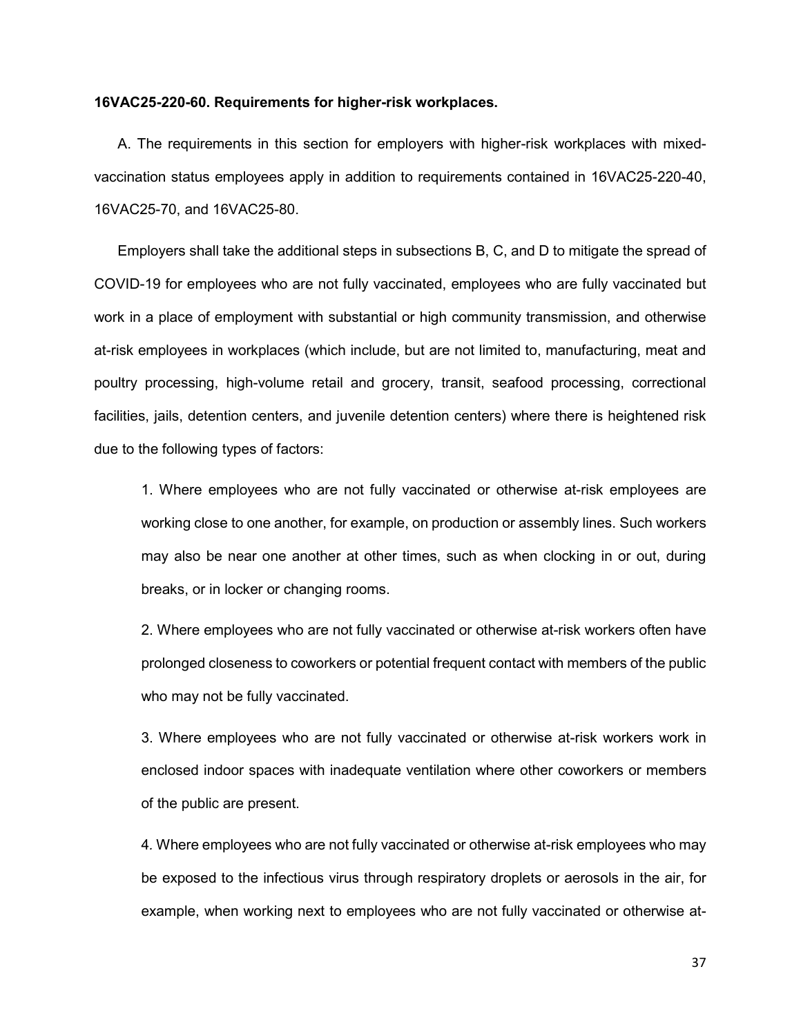**16VAC25-220-60. Requirements for higher-risk workplaces.**

A. The requirements in this section for employers with higher-risk workplaces with mixed-vaccination status employees apply in addition to requirements contained in 16VAC25-220-40, 16VAC25-70, and 16VAC25-80.

Employers shall take the additional steps in subsections B, C, and D to mitigate the spread of COVID-19 for employees who are not fully vaccinated, employees who are fully vaccinated but work in a place of employment with substantial or high community transmission, and otherwise at-risk employees in workplaces (which include, but are not limited to, manufacturing, meat and poultry processing, high-volume retail and grocery, transit, seafood processing, correctional facilities, jails, detention centers, and juvenile detention centers) where there is heightened risk due to the following types of factors:

1. Where employees who are not fully vaccinated or otherwise at-risk employees are working close to one another, for example, on production or assembly lines. Such workers may also be near one another at other times, such as when clocking in or out, during breaks, or in locker or changing rooms.

2. Where employees who are not fully vaccinated or otherwise at-risk workers often have prolonged closeness to coworkers or potential frequent contact with members of the public who may not be fully vaccinated.

3. Where employees who are not fully vaccinated or otherwise at-risk workers work in enclosed indoor spaces with inadequate ventilation where other coworkers or members of the public are present.

4. Where employees who are not fully vaccinated or otherwise at-risk employees who may be exposed to the infectious virus through respiratory droplets or aerosols in the air, for example, when working next to employees who are not fully vaccinated or otherwise at-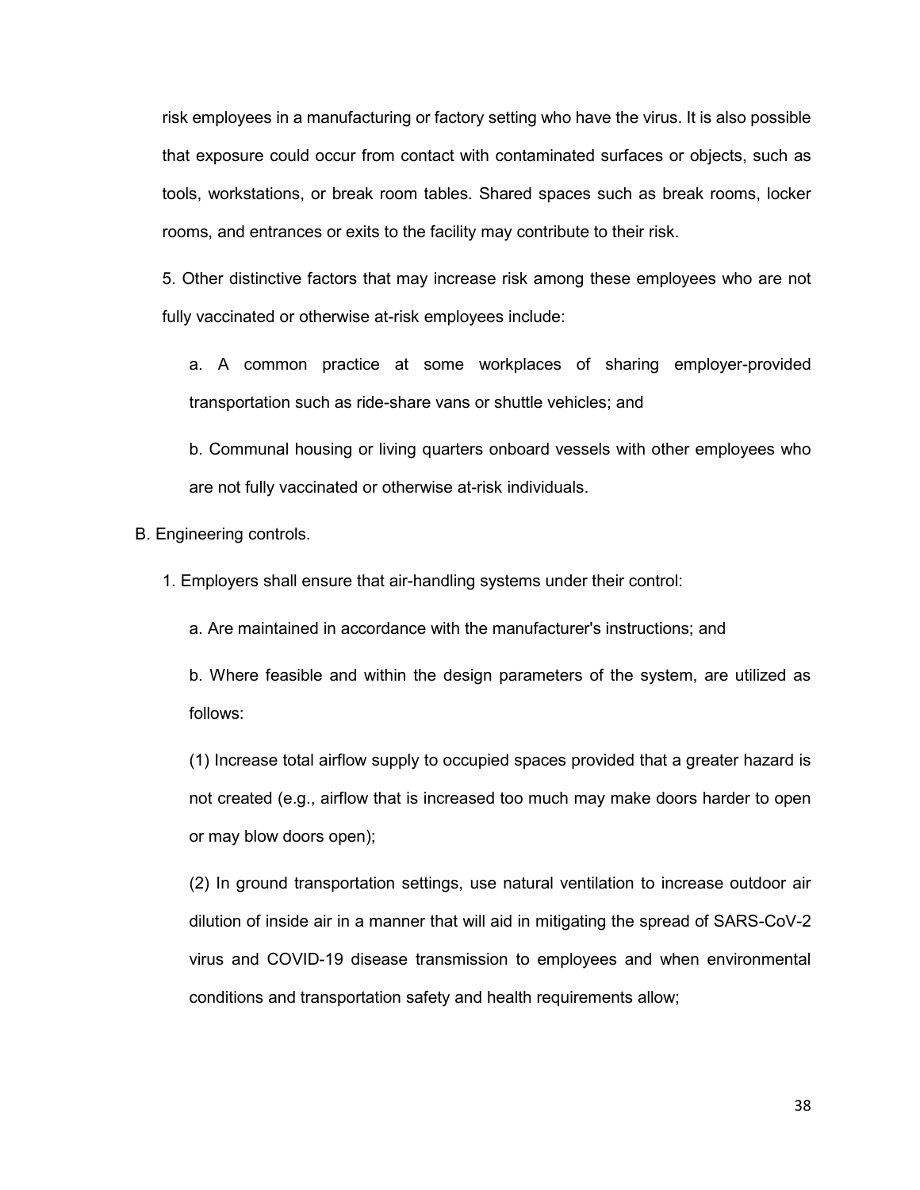risk employees in a manufacturing or factory setting who have the virus. It is also possible that exposure could occur from contact with contaminated surfaces or objects, such as tools, workstations, or break room tables. Shared spaces such as break rooms, locker rooms, and entrances or exits to the facility may contribute to their risk.

5. Other distinctive factors that may increase risk among these employees who are not fully vaccinated or otherwise at-risk employees include:

a. A common practice at some workplaces of sharing employer-provided transportation such as ride-share vans or shuttle vehicles; and

b. Communal housing or living quarters onboard vessels with other employees who are not fully vaccinated or otherwise at-risk individuals.

B. Engineering controls.

1. Employers shall ensure that air-handling systems under their control:

a. Are maintained in accordance with the manufacturer's instructions; and

b. Where feasible and within the design parameters of the system, are utilized as follows:

(1) Increase total airflow supply to occupied spaces provided that a greater hazard is not created (e.g., airflow that is increased too much may make doors harder to open or may blow doors open);

(2) In ground transportation settings, use natural ventilation to increase outdoor air dilution of inside air in a manner that will aid in mitigating the spread of SARS-CoV-2 virus and COVID-19 disease transmission to employees and when environmental conditions and transportation safety and health requirements allow;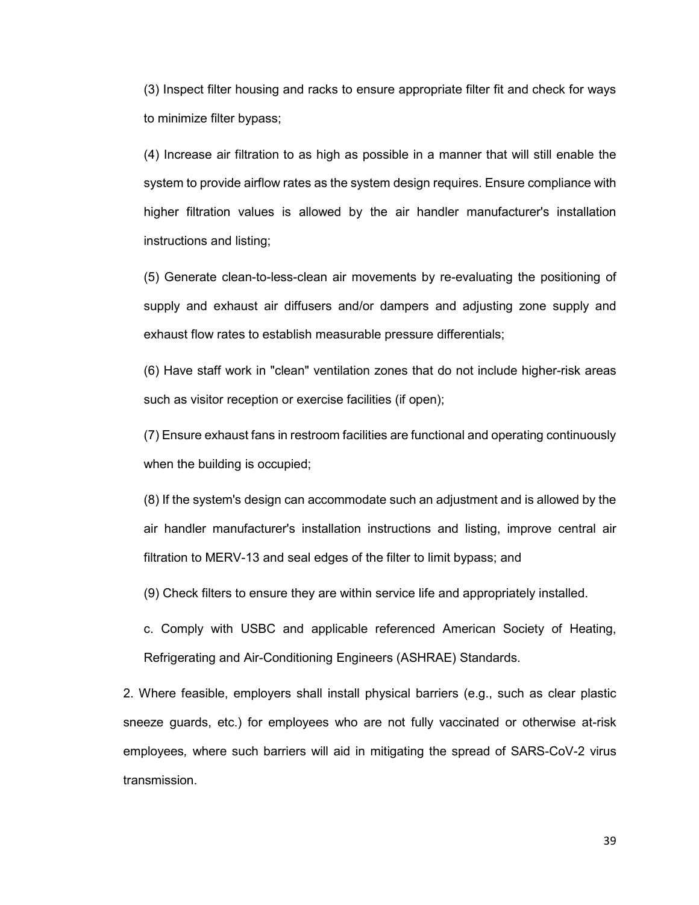(3) Inspect filter housing and racks to ensure appropriate filter fit and check for ways to minimize filter bypass;

(4) Increase air filtration to as high as possible in a manner that will still enable the system to provide airflow rates as the system design requires. Ensure compliance with higher filtration values is allowed by the air handler manufacturer's installation instructions and listing;

(5) Generate clean-to-less-clean air movements by re-evaluating the positioning of supply and exhaust air diffusers and/or dampers and adjusting zone supply and exhaust flow rates to establish measurable pressure differentials;

(6) Have staff work in "clean" ventilation zones that do not include higher-risk areas such as visitor reception or exercise facilities (if open);

(7) Ensure exhaust fans in restroom facilities are functional and operating continuously when the building is occupied;

(8) If the system's design can accommodate such an adjustment and is allowed by the air handler manufacturer's installation instructions and listing, improve central air filtration to MERV-13 and seal edges of the filter to limit bypass; and

(9) Check filters to ensure they are within service life and appropriately installed.

c. Comply with USBC and applicable referenced American Society of Heating, Refrigerating and Air-Conditioning Engineers (ASHRAE) Standards.

2. Where feasible, employers shall install physical barriers (e.g., such as clear plastic sneeze guards, etc.) for employees who are not fully vaccinated or otherwise at-risk employees, where such barriers will aid in mitigating the spread of SARS-CoV-2 virus transmission.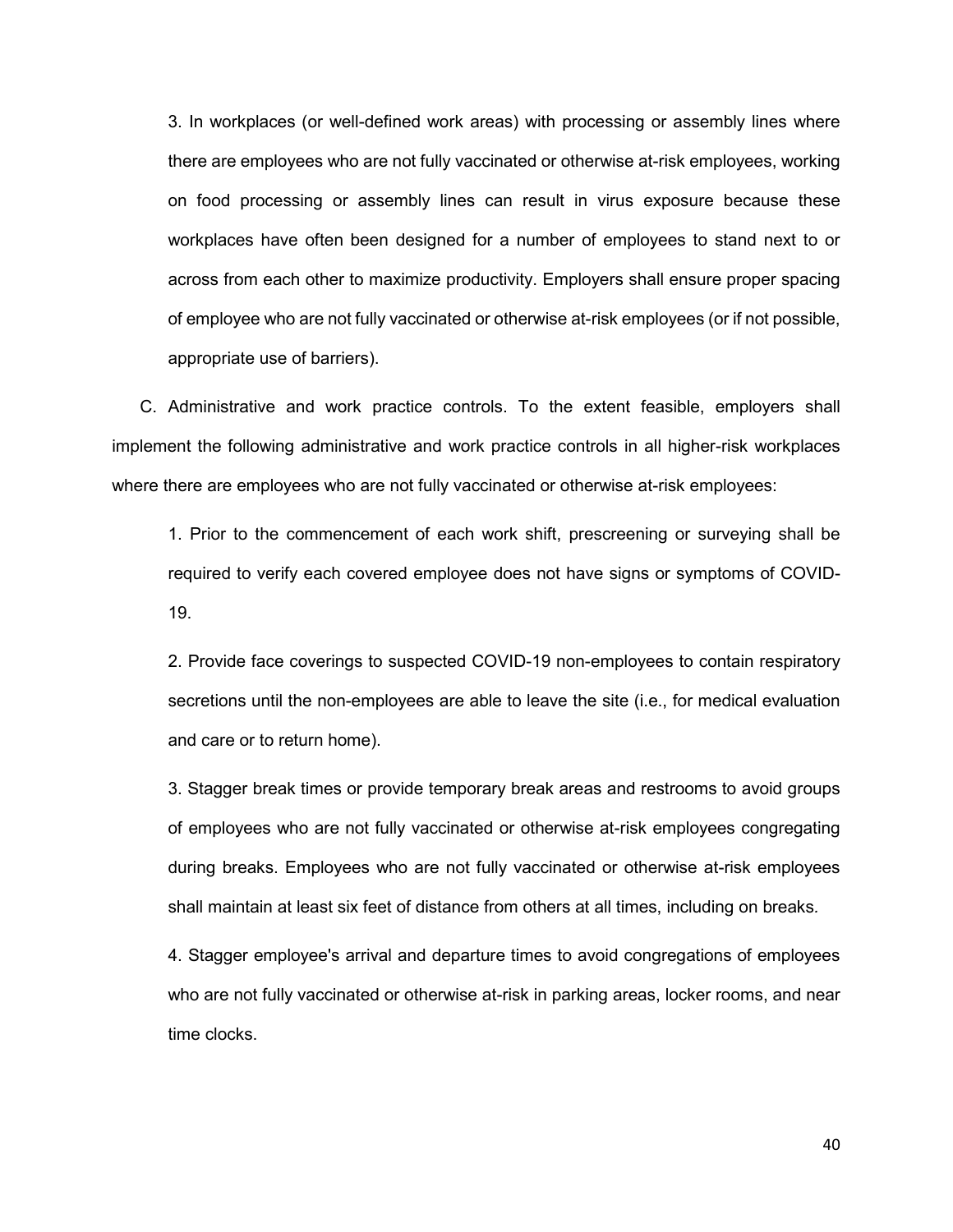3. In workplaces (or well-defined work areas) with processing or assembly lines where there are employees who are not fully vaccinated or otherwise at-risk employees, working on food processing or assembly lines can result in virus exposure because these workplaces have often been designed for a number of employees to stand next to or across from each other to maximize productivity. Employers shall ensure proper spacing of employee who are not fully vaccinated or otherwise at-risk employees (or if not possible, appropriate use of barriers).

C. Administrative and work practice controls. To the extent feasible, employers shall implement the following administrative and work practice controls in all higher-risk workplaces where there are employees who are not fully vaccinated or otherwise at-risk employees:

1. Prior to the commencement of each work shift, prescreening or surveying shall be required to verify each covered employee does not have signs or symptoms of COVID-19.

2. Provide face coverings to suspected COVID-19 non-employees to contain respiratory secretions until the non-employees are able to leave the site (i.e., for medical evaluation and care or to return home).

3. Stagger break times or provide temporary break areas and restrooms to avoid groups of employees who are not fully vaccinated or otherwise at-risk employees congregating during breaks. Employees who are not fully vaccinated or otherwise at-risk employees shall maintain at least six feet of distance from others at all times, including on breaks.

4. Stagger employee's arrival and departure times to avoid congregations of employees who are not fully vaccinated or otherwise at-risk in parking areas, locker rooms, and near time clocks.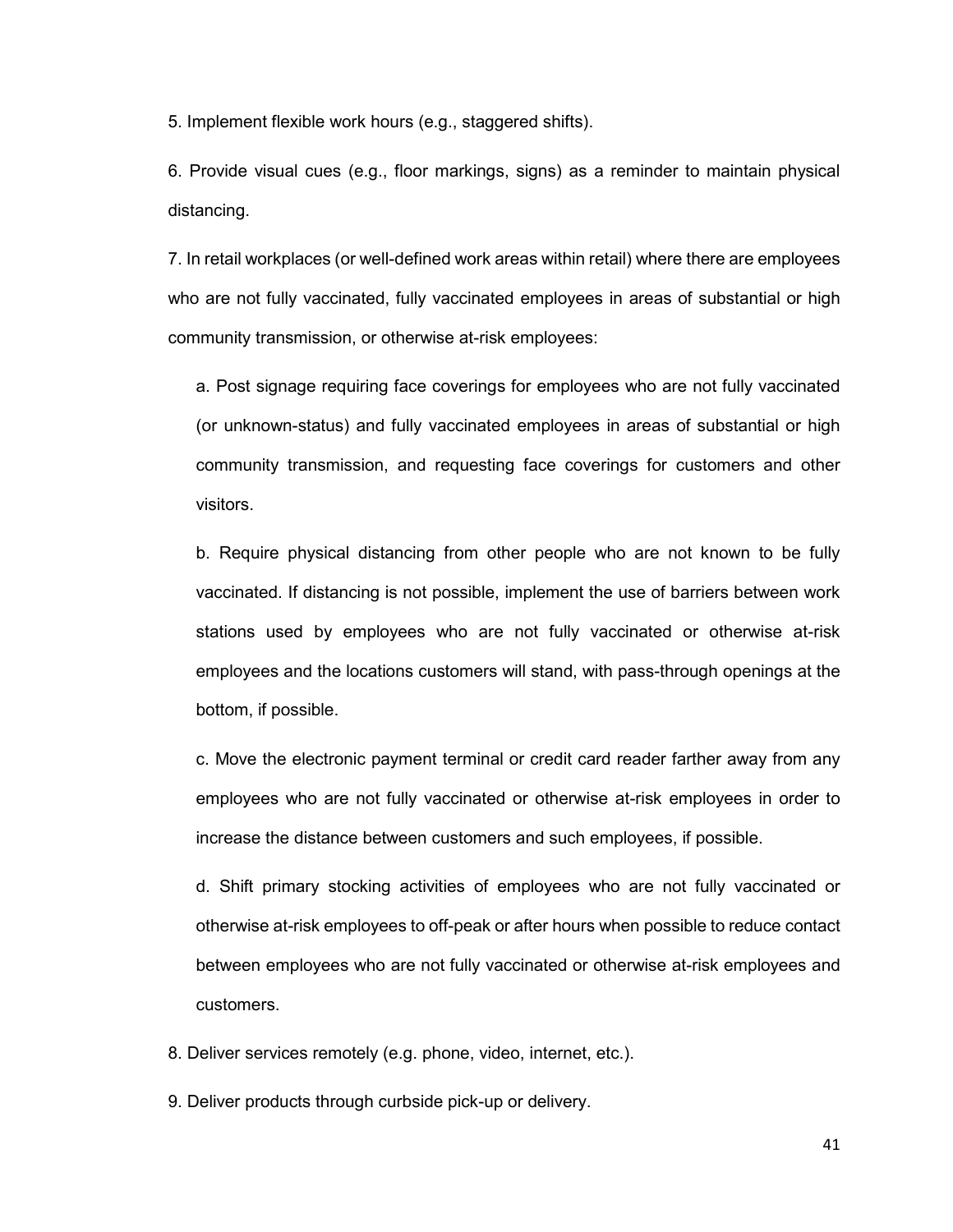5. Implement flexible work hours (e.g., staggered shifts).

6. Provide visual cues (e.g., floor markings, signs) as a reminder to maintain physical distancing.

7. In retail workplaces (or well-defined work areas within retail) where there are employees who are not fully vaccinated, fully vaccinated employees in areas of substantial or high community transmission, or otherwise at-risk employees:

   a. Post signage requiring face coverings for employees who are not fully vaccinated (or unknown-status) and fully vaccinated employees in areas of substantial or high community transmission, and requesting face coverings for customers and other visitors.

   b. Require physical distancing from other people who are not known to be fully vaccinated. If distancing is not possible, implement the use of barriers between work stations used by employees who are not fully vaccinated or otherwise at-risk employees and the locations customers will stand, with pass-through openings at the bottom, if possible.

   c. Move the electronic payment terminal or credit card reader farther away from any employees who are not fully vaccinated or otherwise at-risk employees in order to increase the distance between customers and such employees, if possible.

   d. Shift primary stocking activities of employees who are not fully vaccinated or otherwise at-risk employees to off-peak or after hours when possible to reduce contact between employees who are not fully vaccinated or otherwise at-risk employees and customers.

8. Deliver services remotely (e.g. phone, video, internet, etc.).

9. Deliver products through curbside pick-up or delivery.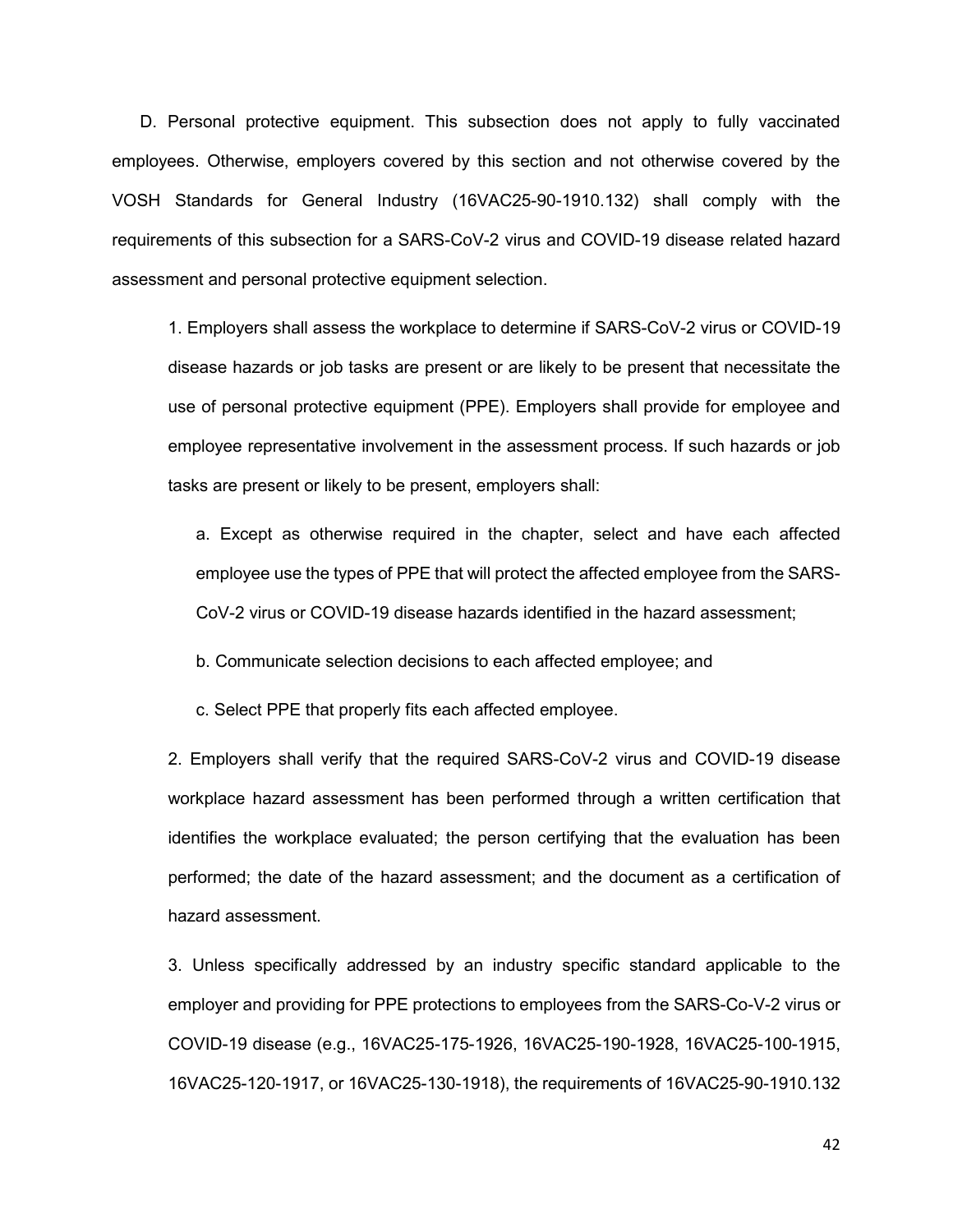D. Personal protective equipment. This subsection does not apply to fully vaccinated employees. Otherwise, employers covered by this section and not otherwise covered by the VOSH Standards for General Industry (16VAC25-90-1910.132) shall comply with the requirements of this subsection for a SARS-CoV-2 virus and COVID-19 disease related hazard assessment and personal protective equipment selection.

1. Employers shall assess the workplace to determine if SARS-CoV-2 virus or COVID-19 disease hazards or job tasks are present or are likely to be present that necessitate the use of personal protective equipment (PPE). Employers shall provide for employee and employee representative involvement in the assessment process. If such hazards or job tasks are present or likely to be present, employers shall:

   a. Except as otherwise required in the chapter, select and have each affected employee use the types of PPE that will protect the affected employee from the SARS-CoV-2 virus or COVID-19 disease hazards identified in the hazard assessment;

   b. Communicate selection decisions to each affected employee; and

   c. Select PPE that properly fits each affected employee.

2. Employers shall verify that the required SARS-CoV-2 virus and COVID-19 disease workplace hazard assessment has been performed through a written certification that identifies the workplace evaluated; the person certifying that the evaluation has been performed; the date of the hazard assessment; and the document as a certification of hazard assessment.

3. Unless specifically addressed by an industry specific standard applicable to the employer and providing for PPE protections to employees from the SARS-Co-V-2 virus or COVID-19 disease (e.g., 16VAC25-175-1926, 16VAC25-190-1928, 16VAC25-100-1915, 16VAC25-120-1917, or 16VAC25-130-1918), the requirements of 16VAC25-90-1910.132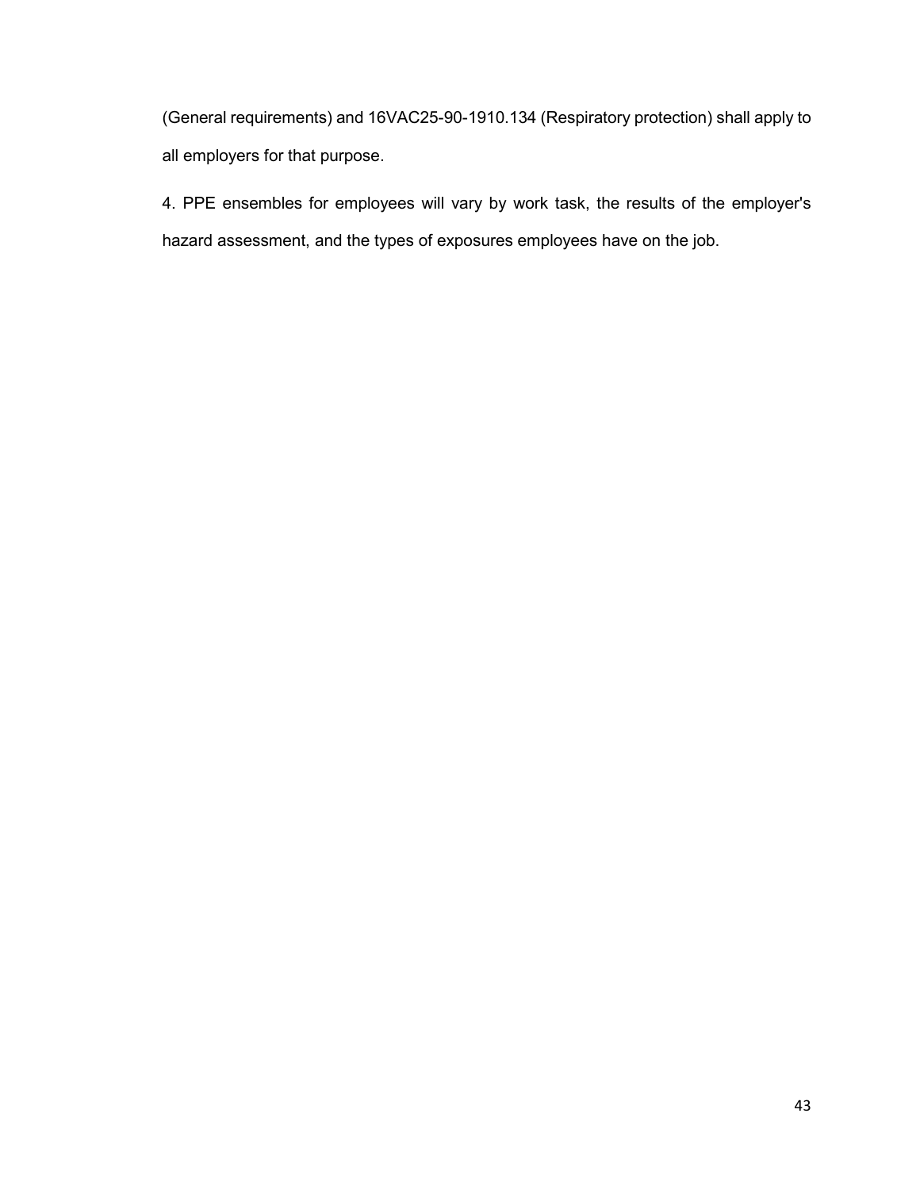(General requirements) and 16VAC25-90-1910.134 (Respiratory protection) shall apply to all employers for that purpose.

4. PPE ensembles for employees will vary by work task, the results of the employer's hazard assessment, and the types of exposures employees have on the job.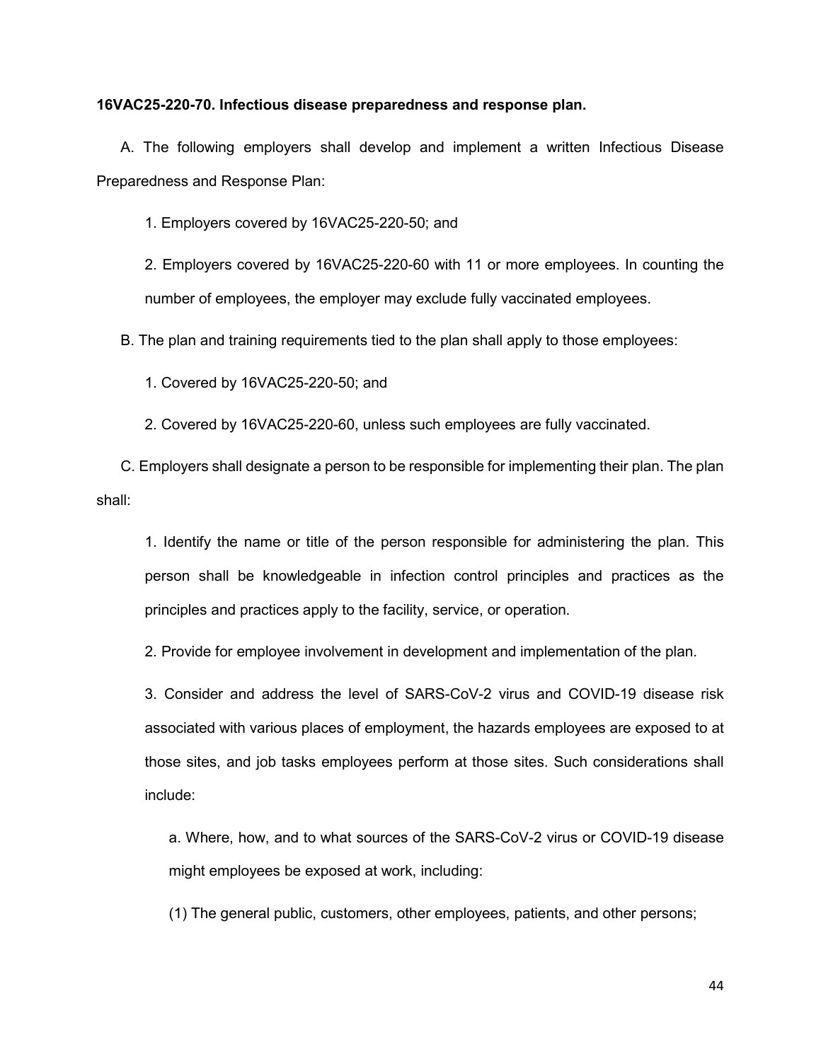**16VAC25-220-70. Infectious disease preparedness and response plan.**

A. The following employers shall develop and implement a written Infectious Disease Preparedness and Response Plan:

1. Employers covered by 16VAC25-220-50; and

2. Employers covered by 16VAC25-220-60 with 11 or more employees. In counting the number of employees, the employer may exclude fully vaccinated employees.

B. The plan and training requirements tied to the plan shall apply to those employees:

1. Covered by 16VAC25-220-50; and

2. Covered by 16VAC25-220-60, unless such employees are fully vaccinated.

C. Employers shall designate a person to be responsible for implementing their plan. The plan shall:

1. Identify the name or title of the person responsible for administering the plan. This person shall be knowledgeable in infection control principles and practices as the principles and practices apply to the facility, service, or operation.

2. Provide for employee involvement in development and implementation of the plan.

3. Consider and address the level of SARS-CoV-2 virus and COVID-19 disease risk associated with various places of employment, the hazards employees are exposed to at those sites, and job tasks employees perform at those sites. Such considerations shall include:

a. Where, how, and to what sources of the SARS-CoV-2 virus or COVID-19 disease might employees be exposed at work, including:

(1) The general public, customers, other employees, patients, and other persons;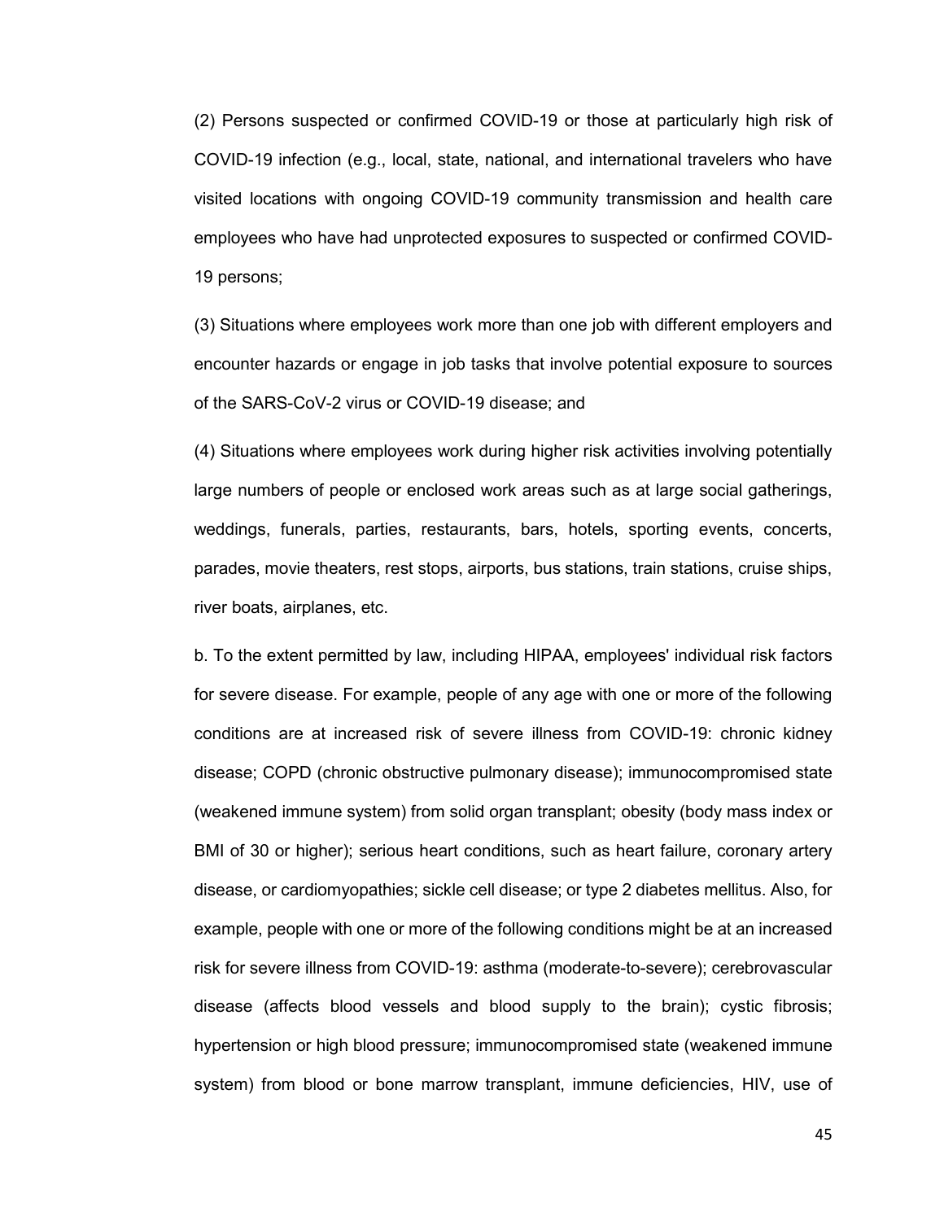(2) Persons suspected or confirmed COVID-19 or those at particularly high risk of COVID-19 infection (e.g., local, state, national, and international travelers who have visited locations with ongoing COVID-19 community transmission and health care employees who have had unprotected exposures to suspected or confirmed COVID-19 persons;

(3) Situations where employees work more than one job with different employers and encounter hazards or engage in job tasks that involve potential exposure to sources of the SARS-CoV-2 virus or COVID-19 disease; and

(4) Situations where employees work during higher risk activities involving potentially large numbers of people or enclosed work areas such as at large social gatherings, weddings, funerals, parties, restaurants, bars, hotels, sporting events, concerts, parades, movie theaters, rest stops, airports, bus stations, train stations, cruise ships, river boats, airplanes, etc.

b. To the extent permitted by law, including HIPAA, employees' individual risk factors for severe disease. For example, people of any age with one or more of the following conditions are at increased risk of severe illness from COVID-19: chronic kidney disease; COPD (chronic obstructive pulmonary disease); immunocompromised state (weakened immune system) from solid organ transplant; obesity (body mass index or BMI of 30 or higher); serious heart conditions, such as heart failure, coronary artery disease, or cardiomyopathies; sickle cell disease; or type 2 diabetes mellitus. Also, for example, people with one or more of the following conditions might be at an increased risk for severe illness from COVID-19: asthma (moderate-to-severe); cerebrovascular disease (affects blood vessels and blood supply to the brain); cystic fibrosis; hypertension or high blood pressure; immunocompromised state (weakened immune system) from blood or bone marrow transplant, immune deficiencies, HIV, use of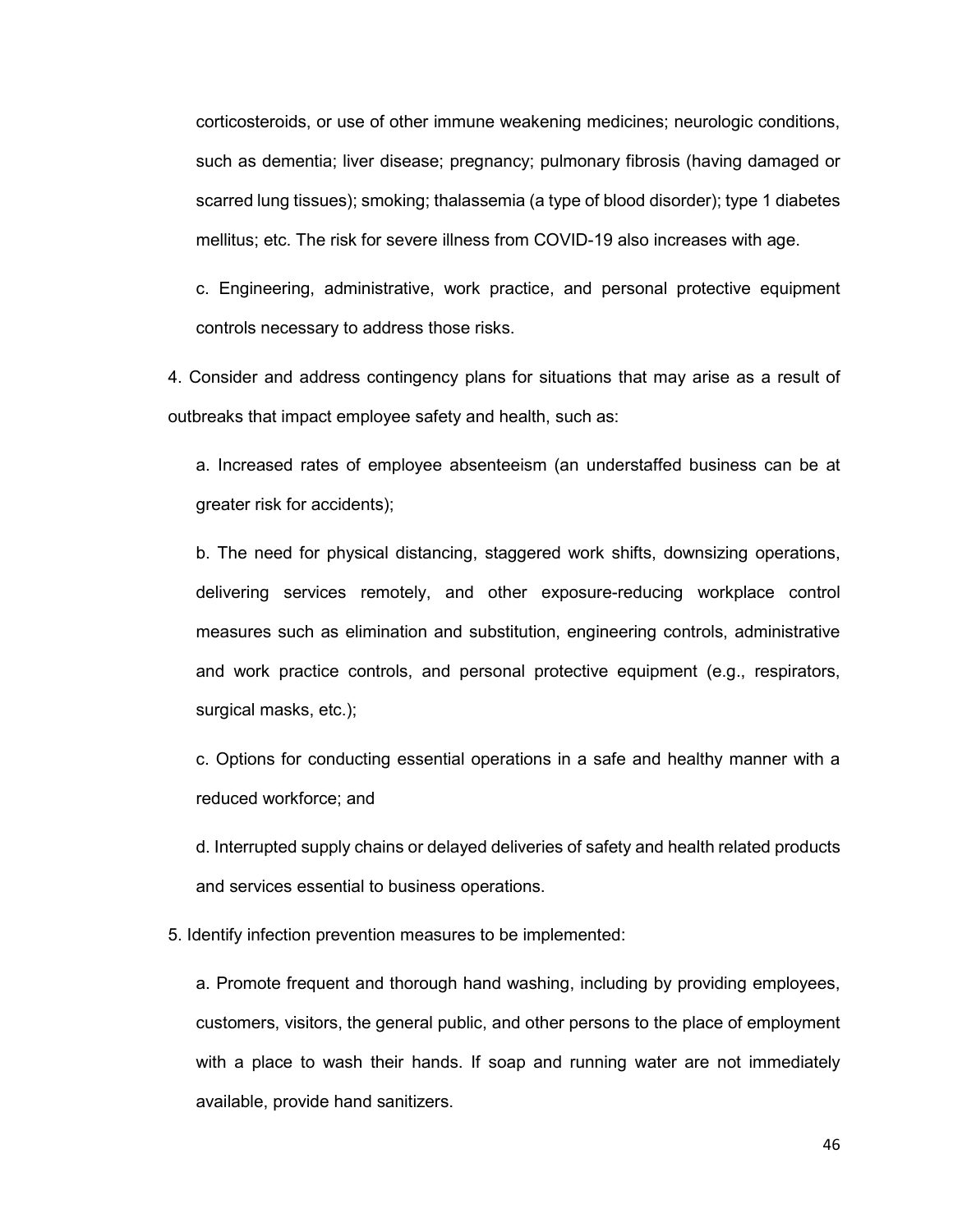corticosteroids, or use of other immune weakening medicines; neurologic conditions, such as dementia; liver disease; pregnancy; pulmonary fibrosis (having damaged or scarred lung tissues); smoking; thalassemia (a type of blood disorder); type 1 diabetes mellitus; etc. The risk for severe illness from COVID-19 also increases with age.

c. Engineering, administrative, work practice, and personal protective equipment controls necessary to address those risks.

4. Consider and address contingency plans for situations that may arise as a result of outbreaks that impact employee safety and health, such as:

a. Increased rates of employee absenteeism (an understaffed business can be at greater risk for accidents);

b. The need for physical distancing, staggered work shifts, downsizing operations, delivering services remotely, and other exposure-reducing workplace control measures such as elimination and substitution, engineering controls, administrative and work practice controls, and personal protective equipment (e.g., respirators, surgical masks, etc.);

c. Options for conducting essential operations in a safe and healthy manner with a reduced workforce; and

d. Interrupted supply chains or delayed deliveries of safety and health related products and services essential to business operations.

5. Identify infection prevention measures to be implemented:

a. Promote frequent and thorough hand washing, including by providing employees, customers, visitors, the general public, and other persons to the place of employment with a place to wash their hands. If soap and running water are not immediately available, provide hand sanitizers.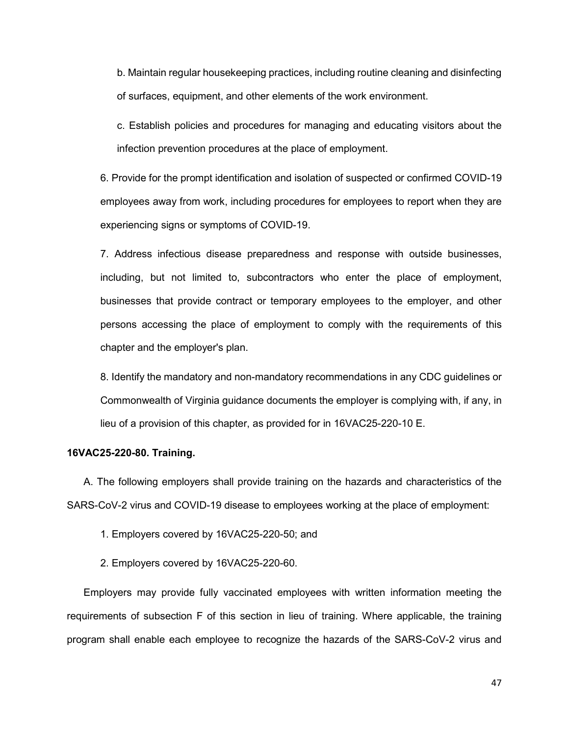b. Maintain regular housekeeping practices, including routine cleaning and disinfecting of surfaces, equipment, and other elements of the work environment.

c. Establish policies and procedures for managing and educating visitors about the infection prevention procedures at the place of employment.

6. Provide for the prompt identification and isolation of suspected or confirmed COVID-19 employees away from work, including procedures for employees to report when they are experiencing signs or symptoms of COVID-19.

7. Address infectious disease preparedness and response with outside businesses, including, but not limited to, subcontractors who enter the place of employment, businesses that provide contract or temporary employees to the employer, and other persons accessing the place of employment to comply with the requirements of this chapter and the employer's plan.

8. Identify the mandatory and non-mandatory recommendations in any CDC guidelines or Commonwealth of Virginia guidance documents the employer is complying with, if any, in lieu of a provision of this chapter, as provided for in 16VAC25-220-10 E.

**16VAC25-220-80. Training.**

A. The following employers shall provide training on the hazards and characteristics of the SARS-CoV-2 virus and COVID-19 disease to employees working at the place of employment:

1. Employers covered by 16VAC25-220-50; and

2. Employers covered by 16VAC25-220-60.

Employers may provide fully vaccinated employees with written information meeting the requirements of subsection F of this section in lieu of training. Where applicable, the training program shall enable each employee to recognize the hazards of the SARS-CoV-2 virus and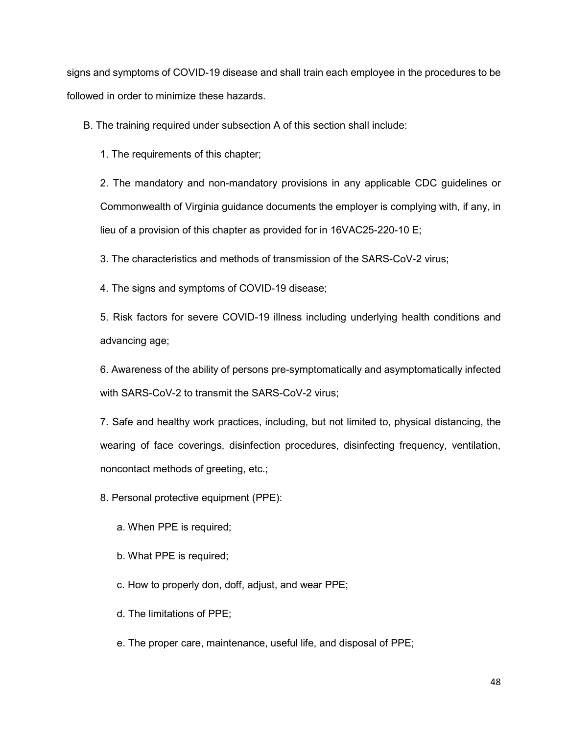signs and symptoms of COVID-19 disease and shall train each employee in the procedures to be followed in order to minimize these hazards.

B. The training required under subsection A of this section shall include:

1. The requirements of this chapter;

2. The mandatory and non-mandatory provisions in any applicable CDC guidelines or Commonwealth of Virginia guidance documents the employer is complying with, if any, in lieu of a provision of this chapter as provided for in 16VAC25-220-10 E;

3. The characteristics and methods of transmission of the SARS-CoV-2 virus;

4. The signs and symptoms of COVID-19 disease;

5. Risk factors for severe COVID-19 illness including underlying health conditions and advancing age;

6. Awareness of the ability of persons pre-symptomatically and asymptomatically infected with SARS-CoV-2 to transmit the SARS-CoV-2 virus;

7. Safe and healthy work practices, including, but not limited to, physical distancing, the wearing of face coverings, disinfection procedures, disinfecting frequency, ventilation, noncontact methods of greeting, etc.;

8. Personal protective equipment (PPE):

a. When PPE is required;

b. What PPE is required;

c. How to properly don, doff, adjust, and wear PPE;

d. The limitations of PPE;

e. The proper care, maintenance, useful life, and disposal of PPE;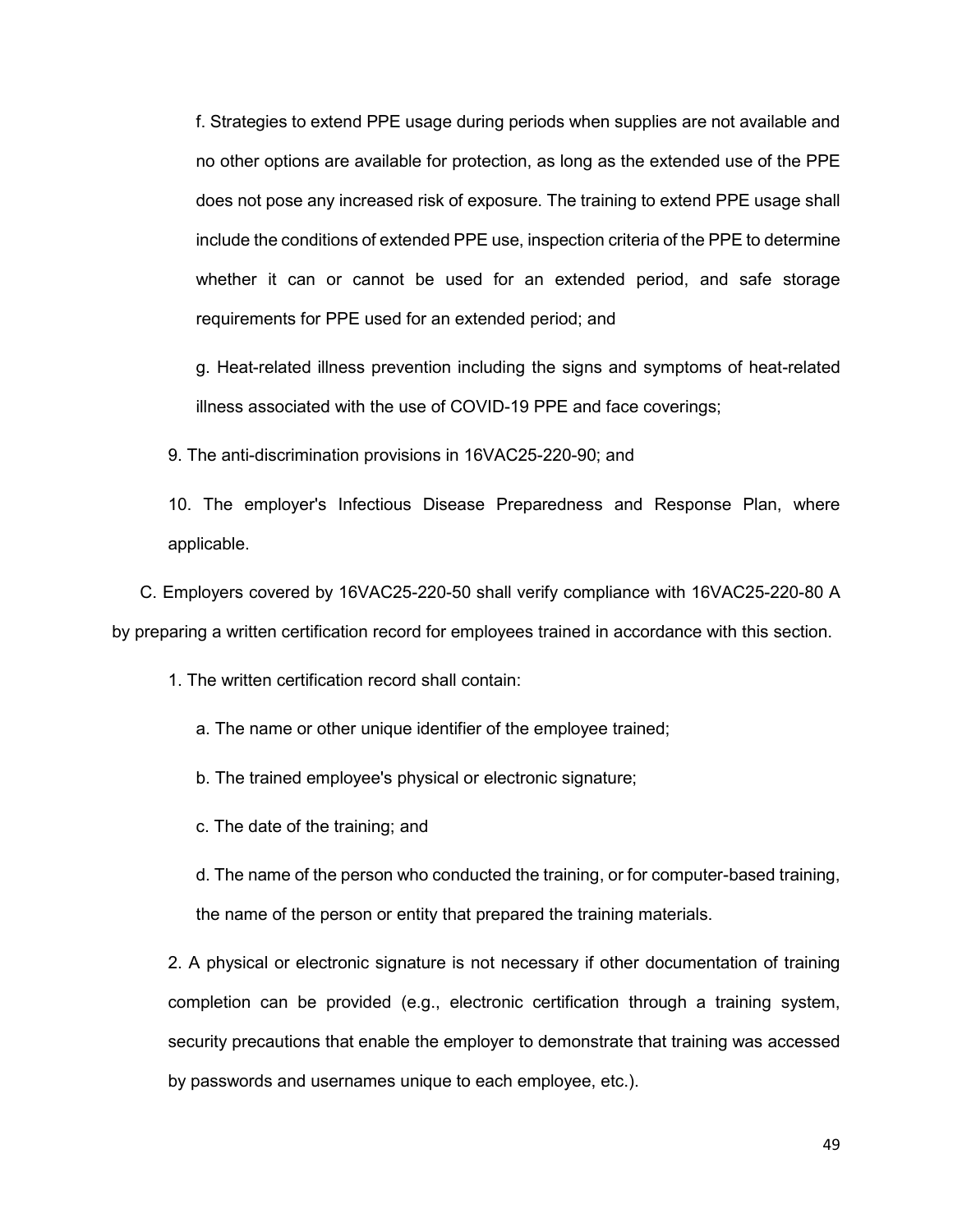f. Strategies to extend PPE usage during periods when supplies are not available and no other options are available for protection, as long as the extended use of the PPE does not pose any increased risk of exposure. The training to extend PPE usage shall include the conditions of extended PPE use, inspection criteria of the PPE to determine whether it can or cannot be used for an extended period, and safe storage requirements for PPE used for an extended period; and

g. Heat-related illness prevention including the signs and symptoms of heat-related illness associated with the use of COVID-19 PPE and face coverings;

9. The anti-discrimination provisions in 16VAC25-220-90; and

10. The employer's Infectious Disease Preparedness and Response Plan, where applicable.

C. Employers covered by 16VAC25-220-50 shall verify compliance with 16VAC25-220-80 A by preparing a written certification record for employees trained in accordance with this section.

1. The written certification record shall contain:

a. The name or other unique identifier of the employee trained;

b. The trained employee's physical or electronic signature;

c. The date of the training; and

d. The name of the person who conducted the training, or for computer-based training, the name of the person or entity that prepared the training materials.

2. A physical or electronic signature is not necessary if other documentation of training completion can be provided (e.g., electronic certification through a training system, security precautions that enable the employer to demonstrate that training was accessed by passwords and usernames unique to each employee, etc.).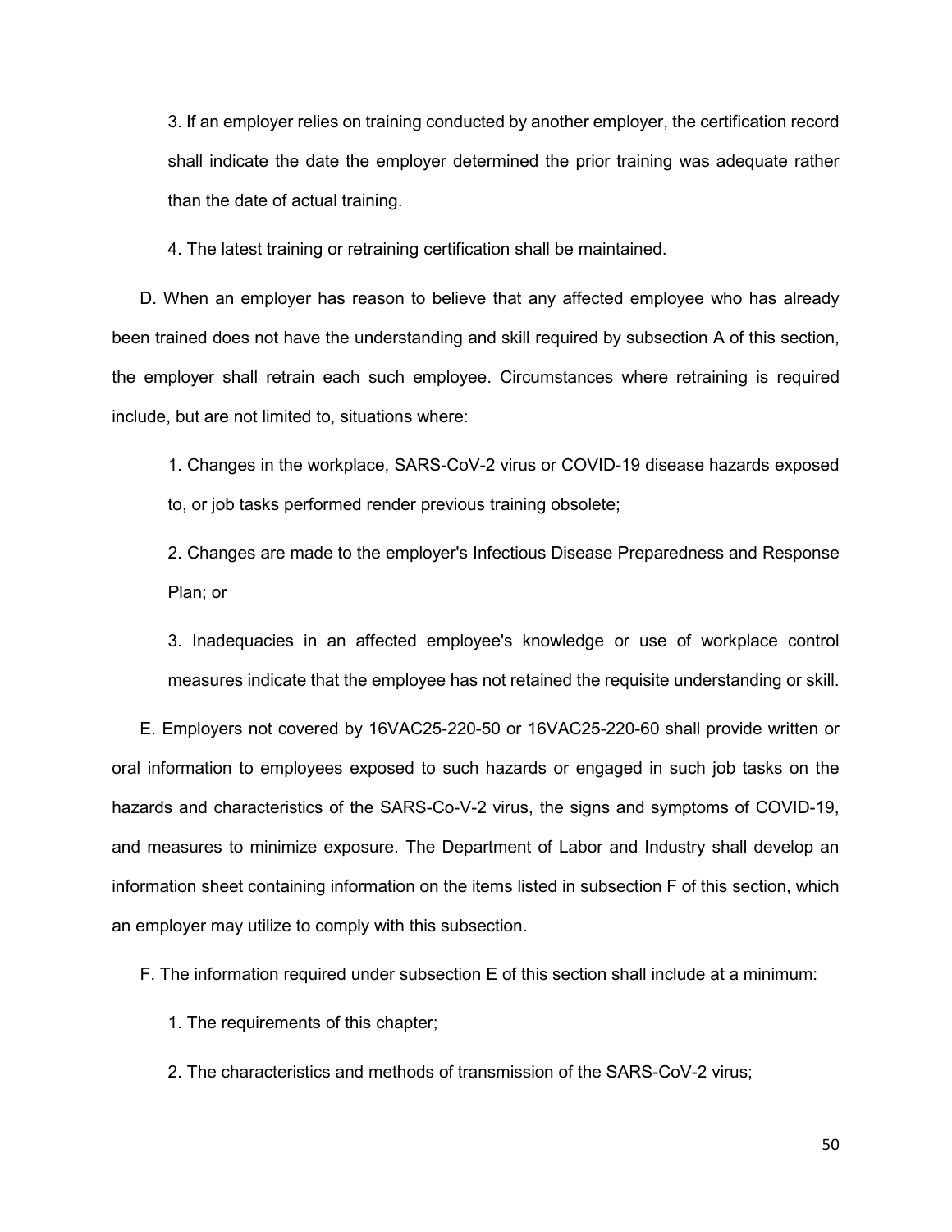3. If an employer relies on training conducted by another employer, the certification record shall indicate the date the employer determined the prior training was adequate rather than the date of actual training.

4. The latest training or retraining certification shall be maintained.

D. When an employer has reason to believe that any affected employee who has already been trained does not have the understanding and skill required by subsection A of this section, the employer shall retrain each such employee. Circumstances where retraining is required include, but are not limited to, situations where:

1. Changes in the workplace, SARS-CoV-2 virus or COVID-19 disease hazards exposed to, or job tasks performed render previous training obsolete;

2. Changes are made to the employer's Infectious Disease Preparedness and Response Plan; or

3. Inadequacies in an affected employee's knowledge or use of workplace control measures indicate that the employee has not retained the requisite understanding or skill.

E. Employers not covered by 16VAC25-220-50 or 16VAC25-220-60 shall provide written or oral information to employees exposed to such hazards or engaged in such job tasks on the hazards and characteristics of the SARS-Co-V-2 virus, the signs and symptoms of COVID-19, and measures to minimize exposure. The Department of Labor and Industry shall develop an information sheet containing information on the items listed in subsection F of this section, which an employer may utilize to comply with this subsection.

F. The information required under subsection E of this section shall include at a minimum:

1. The requirements of this chapter;

2. The characteristics and methods of transmission of the SARS-CoV-2 virus;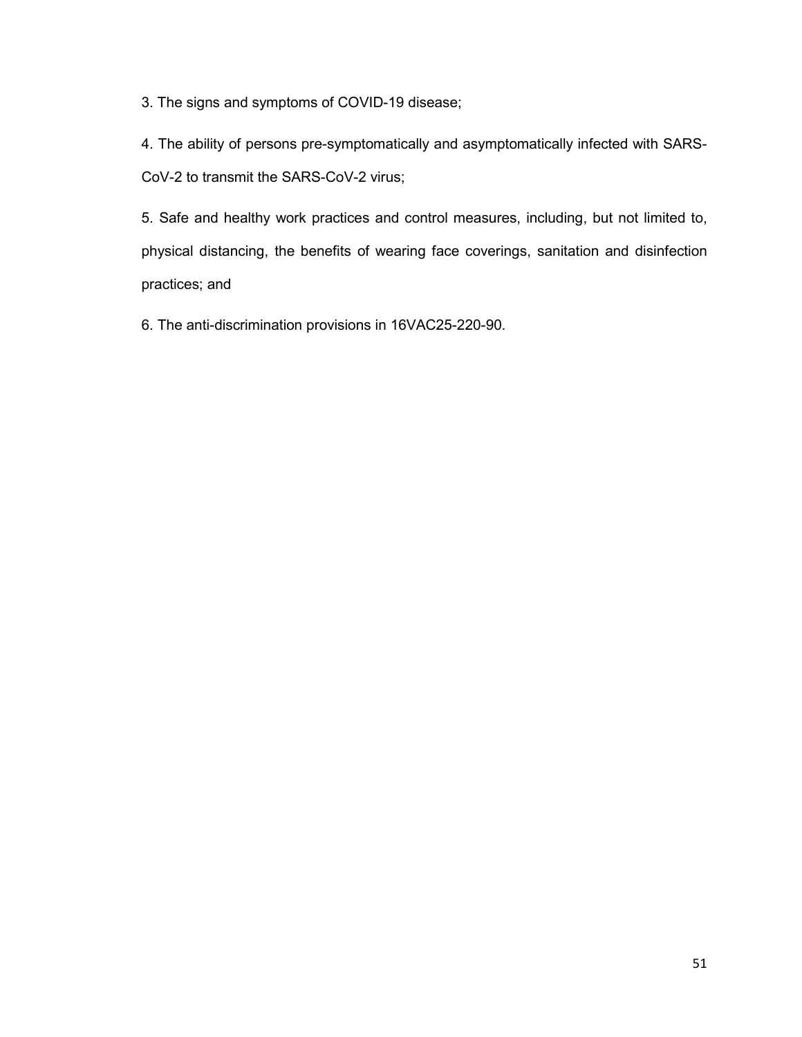3. The signs and symptoms of COVID-19 disease;

4. The ability of persons pre-symptomatically and asymptomatically infected with SARS-CoV-2 to transmit the SARS-CoV-2 virus;

5. Safe and healthy work practices and control measures, including, but not limited to, physical distancing, the benefits of wearing face coverings, sanitation and disinfection practices; and

6. The anti-discrimination provisions in 16VAC25-220-90.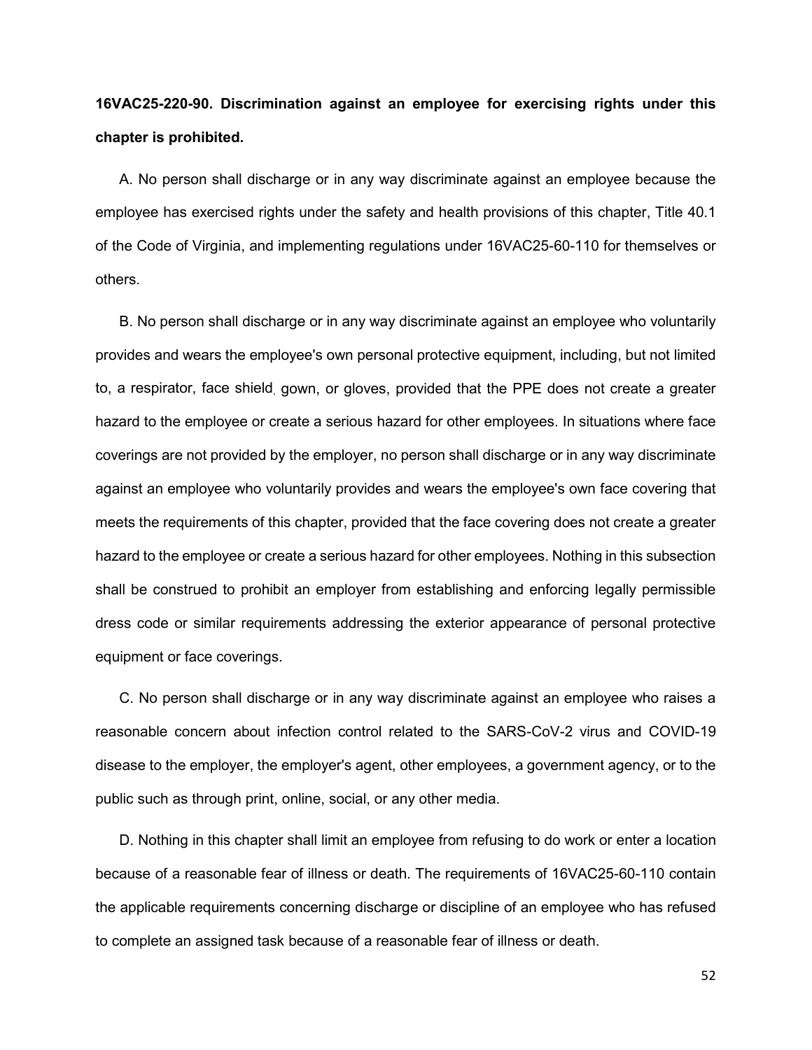**16VAC25-220-90. Discrimination against an employee for exercising rights under this chapter is prohibited.**

A. No person shall discharge or in any way discriminate against an employee because the employee has exercised rights under the safety and health provisions of this chapter, Title 40.1 of the Code of Virginia, and implementing regulations under 16VAC25-60-110 for themselves or others.

B. No person shall discharge or in any way discriminate against an employee who voluntarily provides and wears the employee's own personal protective equipment, including, but not limited to, a respirator, face shield, gown, or gloves, provided that the PPE does not create a greater hazard to the employee or create a serious hazard for other employees. In situations where face coverings are not provided by the employer, no person shall discharge or in any way discriminate against an employee who voluntarily provides and wears the employee's own face covering that meets the requirements of this chapter, provided that the face covering does not create a greater hazard to the employee or create a serious hazard for other employees. Nothing in this subsection shall be construed to prohibit an employer from establishing and enforcing legally permissible dress code or similar requirements addressing the exterior appearance of personal protective equipment or face coverings.

C. No person shall discharge or in any way discriminate against an employee who raises a reasonable concern about infection control related to the SARS-CoV-2 virus and COVID-19 disease to the employer, the employer's agent, other employees, a government agency, or to the public such as through print, online, social, or any other media.

D. Nothing in this chapter shall limit an employee from refusing to do work or enter a location because of a reasonable fear of illness or death. The requirements of 16VAC25-60-110 contain the applicable requirements concerning discharge or discipline of an employee who has refused to complete an assigned task because of a reasonable fear of illness or death.